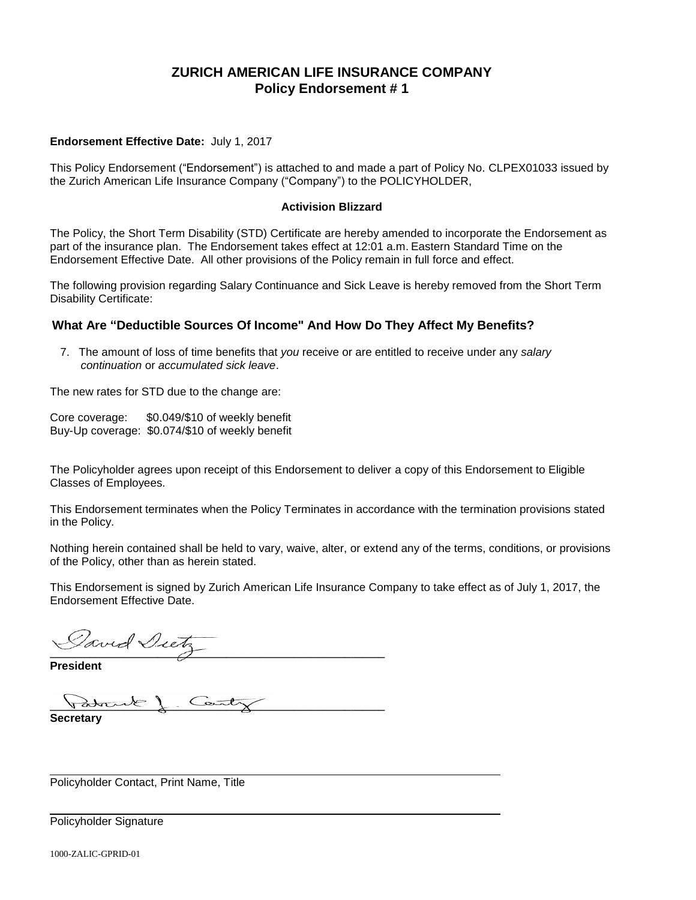# ZURICH AMERICAN LIFE INSURANCE COMPANY
## Policy Endorsement # 1

**Endorsement Effective Date:** July 1, 2017

This Policy Endorsement ("Endorsement") is attached to and made a part of Policy No. CLPEX01033 issued by the Zurich American Life Insurance Company ("Company") to the POLICYHOLDER,

**Activision Blizzard**

The Policy, the Short Term Disability (STD) Certificate are hereby amended to incorporate the Endorsement as part of the insurance plan. The Endorsement takes effect at 12:01 a.m. Eastern Standard Time on the Endorsement Effective Date. All other provisions of the Policy remain in full force and effect.

The following provision regarding Salary Continuance and Sick Leave is hereby removed from the Short Term Disability Certificate:

### What Are "Deductible Sources Of Income" And How Do They Affect My Benefits?

7. The amount of loss of time benefits that *you* receive or are entitled to receive under any *salary continuation* or *accumulated sick leave*.

The new rates for STD due to the change are:

Core coverage: $0.049/$10 of weekly benefit
Buy-Up coverage: $0.074/$10 of weekly benefit

The Policyholder agrees upon receipt of this Endorsement to deliver a copy of this Endorsement to Eligible Classes of Employees.

This Endorsement terminates when the Policy Terminates in accordance with the termination provisions stated in the Policy.

Nothing herein contained shall be held to vary, waive, alter, or extend any of the terms, conditions, or provisions of the Policy, other than as herein stated.

This Endorsement is signed by Zurich American Life Insurance Company to take effect as of July 1, 2017, the Endorsement Effective Date.

David Dietz

**President**

Patrick J. Canty

**Secretary**

Policyholder Contact, Print Name, Title

Policyholder Signature

1000-ZALIC-GPRID-01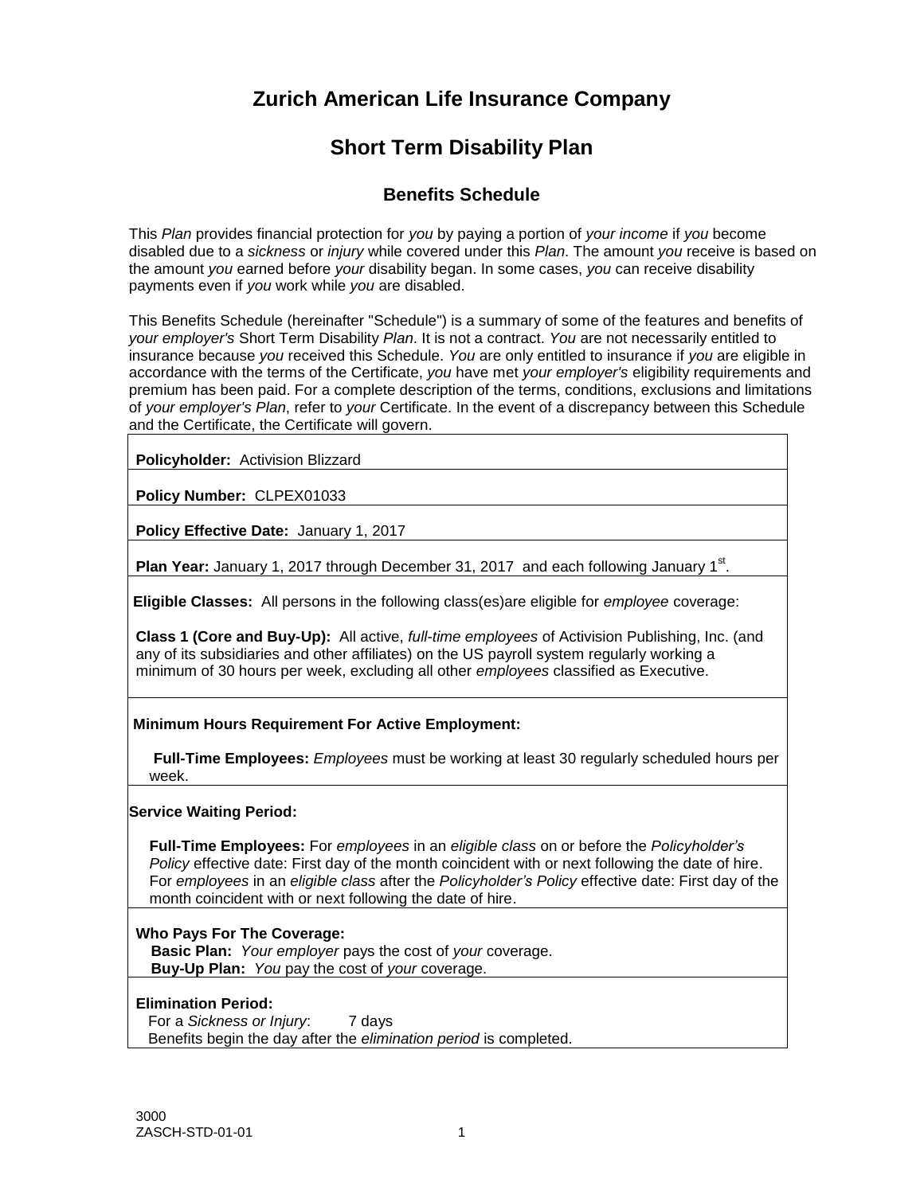# Zurich American Life Insurance Company

## Short Term Disability Plan

### Benefits Schedule

This *Plan* provides financial protection for *you* by paying a portion of *your income* if *you* become disabled due to a *sickness* or *injury* while covered under this *Plan*. The amount *you* receive is based on the amount *you* earned before *your* disability began. In some cases, *you* can receive disability payments even if *you* work while *you* are disabled.

This Benefits Schedule (hereinafter "Schedule") is a summary of some of the features and benefits of *your employer's* Short Term Disability *Plan*. It is not a contract. *You* are not necessarily entitled to insurance because *you* received this Schedule. *You* are only entitled to insurance if *you* are eligible in accordance with the terms of the Certificate, *you* have met *your employer's* eligibility requirements and premium has been paid. For a complete description of the terms, conditions, exclusions and limitations of *your employer's Plan*, refer to *your* Certificate. In the event of a discrepancy between this Schedule and the Certificate, the Certificate will govern.

**Policyholder:** Activision Blizzard

**Policy Number:** CLPEX01033

**Policy Effective Date:** January 1, 2017

**Plan Year:** January 1, 2017 through December 31, 2017 and each following January 1st.

**Eligible Classes:** All persons in the following class(es)are eligible for *employee* coverage:

**Class 1 (Core and Buy-Up):** All active, *full-time employees* of Activision Publishing, Inc. (and any of its subsidiaries and other affiliates) on the US payroll system regularly working a minimum of 30 hours per week, excluding all other *employees* classified as Executive.

**Minimum Hours Requirement For Active Employment:**

**Full-Time Employees:** *Employees* must be working at least 30 regularly scheduled hours per week.

**Service Waiting Period:**

**Full-Time Employees:** For *employees* in an *eligible class* on or before the *Policyholder's Policy* effective date: First day of the month coincident with or next following the date of hire. For *employees* in an *eligible class* after the *Policyholder's Policy* effective date: First day of the month coincident with or next following the date of hire.

**Who Pays For The Coverage:**

**Basic Plan:** *Your employer* pays the cost of *your* coverage.
**Buy-Up Plan:** *You* pay the cost of *your* coverage.

**Elimination Period:**

For a *Sickness or Injury*: 7 days
Benefits begin the day after the *elimination period* is completed.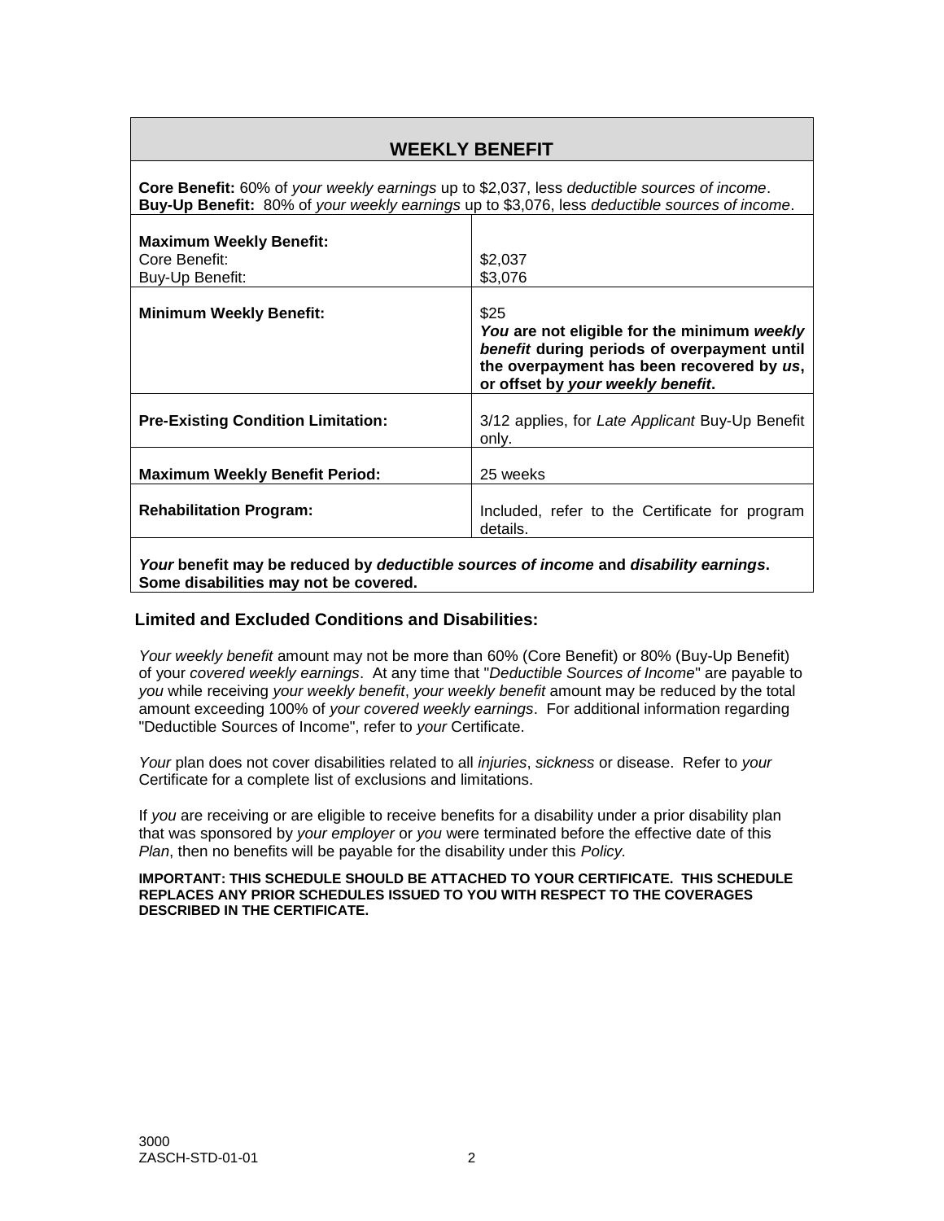## WEEKLY BENEFIT

**Core Benefit:** 60% of *your weekly earnings* up to $2,037, less *deductible sources of income*.
**Buy-Up Benefit:** 80% of *your weekly earnings* up to $3,076, less *deductible sources of income*.

| | |
|---|---|
| **Maximum Weekly Benefit:**<br>Core Benefit:<br>Buy-Up Benefit: | <br>$2,037<br>$3,076 |
| **Minimum Weekly Benefit:** | $25<br>***You* are not eligible for the minimum *weekly benefit* during periods of overpayment until the overpayment has been recovered by *us*, or offset by *your weekly benefit*.** |
| **Pre-Existing Condition Limitation:** | 3/12 applies, for *Late Applicant* Buy-Up Benefit only. |
| **Maximum Weekly Benefit Period:** | 25 weeks |
| **Rehabilitation Program:** | Included, refer to the Certificate for program details. |

***Your* benefit may be reduced by *deductible sources of income* and *disability earnings*. Some disabilities may not be covered.**

### Limited and Excluded Conditions and Disabilities:

*Your weekly benefit* amount may not be more than 60% (Core Benefit) or 80% (Buy-Up Benefit) of your *covered weekly earnings*. At any time that "*Deductible Sources of Income*" are payable to *you* while receiving *your weekly benefit*, *your weekly benefit* amount may be reduced by the total amount exceeding 100% of *your covered weekly earnings*. For additional information regarding "Deductible Sources of Income", refer to *your* Certificate.

*Your* plan does not cover disabilities related to all *injuries*, *sickness* or disease. Refer to *your* Certificate for a complete list of exclusions and limitations.

If *you* are receiving or are eligible to receive benefits for a disability under a prior disability plan that was sponsored by *your employer* or *you* were terminated before the effective date of this *Plan*, then no benefits will be payable for the disability under this *Policy.*

**IMPORTANT: THIS SCHEDULE SHOULD BE ATTACHED TO YOUR CERTIFICATE. THIS SCHEDULE REPLACES ANY PRIOR SCHEDULES ISSUED TO YOU WITH RESPECT TO THE COVERAGES DESCRIBED IN THE CERTIFICATE.**

3000
ZASCH-STD-01-01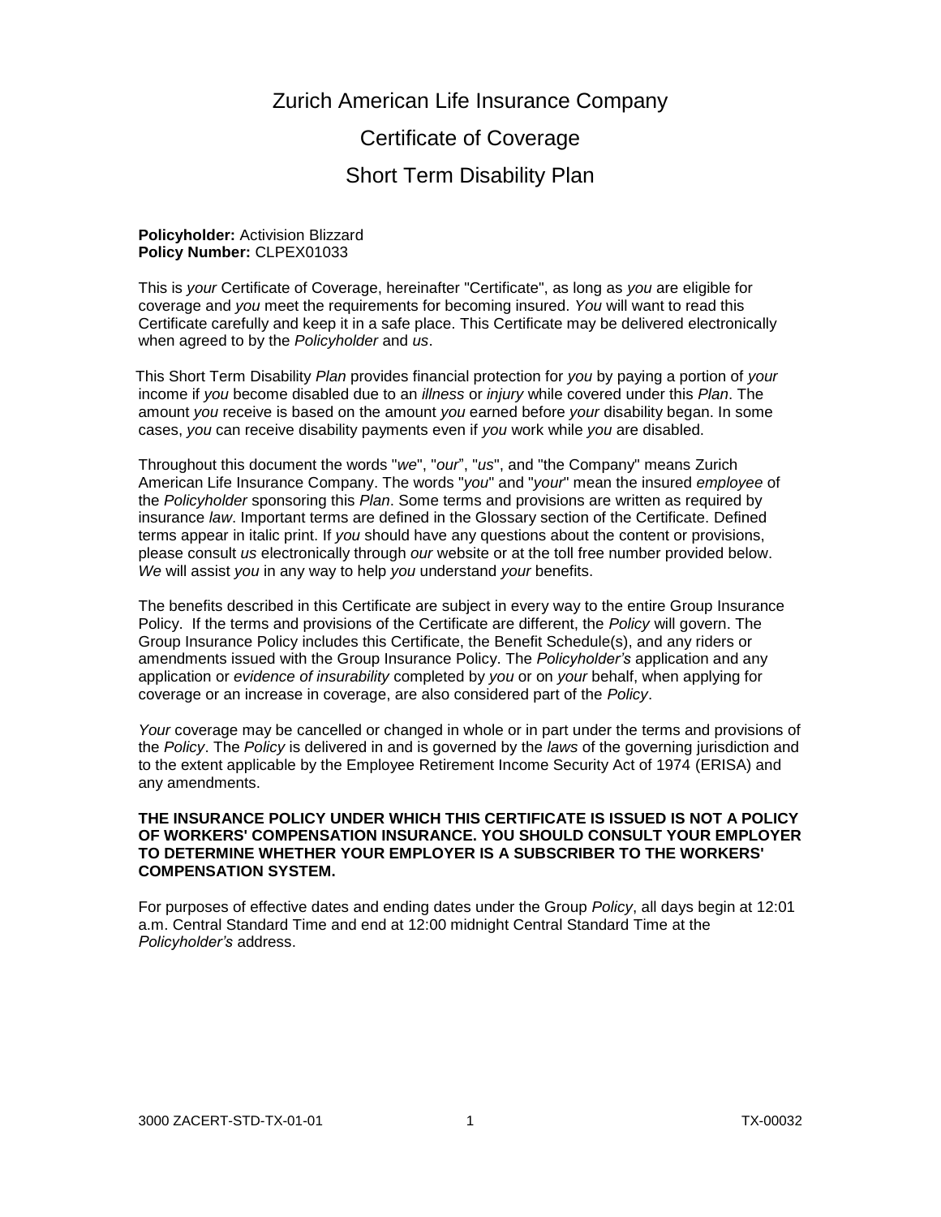# Zurich American Life Insurance Company

# Certificate of Coverage

# Short Term Disability Plan

**Policyholder:** Activision Blizzard
**Policy Number:** CLPEX01033

This is *your* Certificate of Coverage, hereinafter "Certificate", as long as *you* are eligible for coverage and *you* meet the requirements for becoming insured. *You* will want to read this Certificate carefully and keep it in a safe place. This Certificate may be delivered electronically when agreed to by the *Policyholder* and *us*.

This Short Term Disability *Plan* provides financial protection for *you* by paying a portion of *your* income if *you* become disabled due to an *illness* or *injury* while covered under this *Plan*. The amount *you* receive is based on the amount *you* earned before *your* disability began. In some cases, *you* can receive disability payments even if *you* work while *you* are disabled.

Throughout this document the words "*we*", "*our*", "*us*", and "the Company" means Zurich American Life Insurance Company. The words "*you*" and "*your*" mean the insured *employee* of the *Policyholder* sponsoring this *Plan*. Some terms and provisions are written as required by insurance *law*. Important terms are defined in the Glossary section of the Certificate. Defined terms appear in italic print. If *you* should have any questions about the content or provisions, please consult *us* electronically through *our* website or at the toll free number provided below. *We* will assist *you* in any way to help *you* understand *your* benefits.

The benefits described in this Certificate are subject in every way to the entire Group Insurance Policy. If the terms and provisions of the Certificate are different, the *Policy* will govern. The Group Insurance Policy includes this Certificate, the Benefit Schedule(s), and any riders or amendments issued with the Group Insurance Policy. The *Policyholder's* application and any application or *evidence of insurability* completed by *you* or on *your* behalf, when applying for coverage or an increase in coverage, are also considered part of the *Policy*.

*Your* coverage may be cancelled or changed in whole or in part under the terms and provisions of the *Policy*. The *Policy* is delivered in and is governed by the *laws* of the governing jurisdiction and to the extent applicable by the Employee Retirement Income Security Act of 1974 (ERISA) and any amendments.

**THE INSURANCE POLICY UNDER WHICH THIS CERTIFICATE IS ISSUED IS NOT A POLICY OF WORKERS' COMPENSATION INSURANCE. YOU SHOULD CONSULT YOUR EMPLOYER TO DETERMINE WHETHER YOUR EMPLOYER IS A SUBSCRIBER TO THE WORKERS' COMPENSATION SYSTEM.**

For purposes of effective dates and ending dates under the Group *Policy*, all days begin at 12:01 a.m. Central Standard Time and end at 12:00 midnight Central Standard Time at the *Policyholder's* address.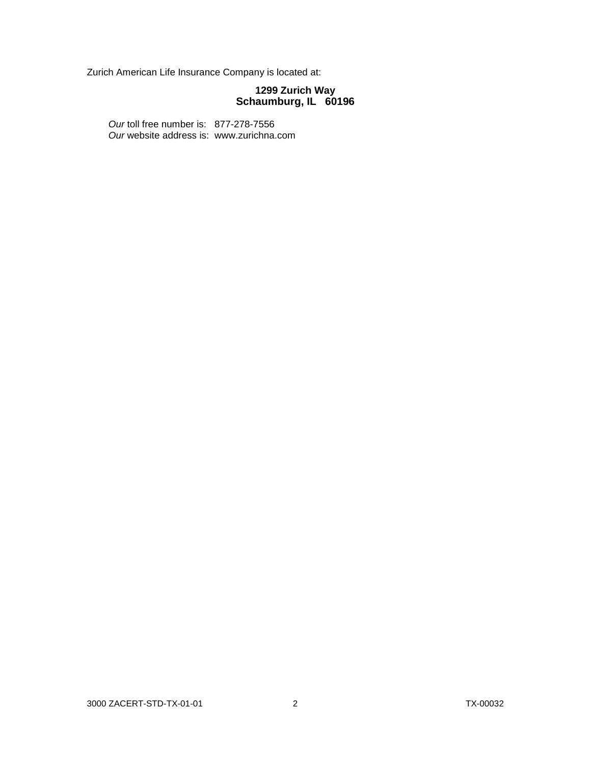Zurich American Life Insurance Company is located at:

**1299 Zurich Way**
**Schaumburg, IL 60196**

*Our* toll free number is: 877-278-7556
*Our* website address is: www.zurichna.com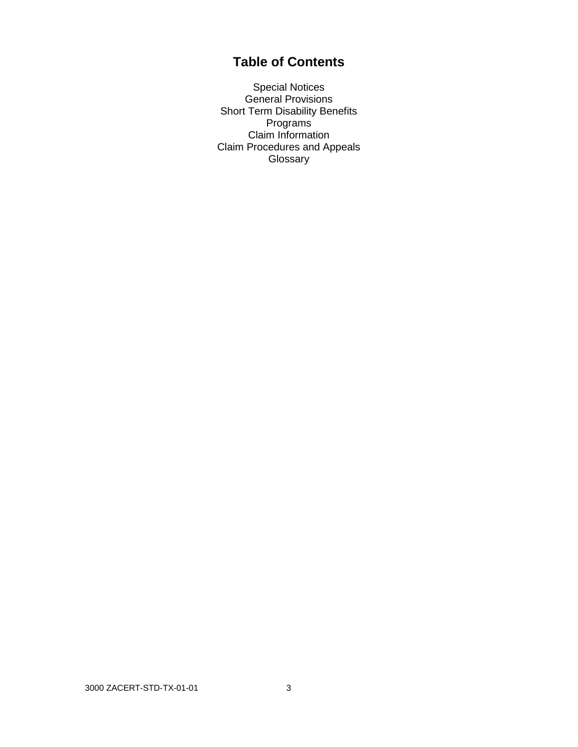# Table of Contents

Special Notices
General Provisions
Short Term Disability Benefits
Programs
Claim Information
Claim Procedures and Appeals
Glossary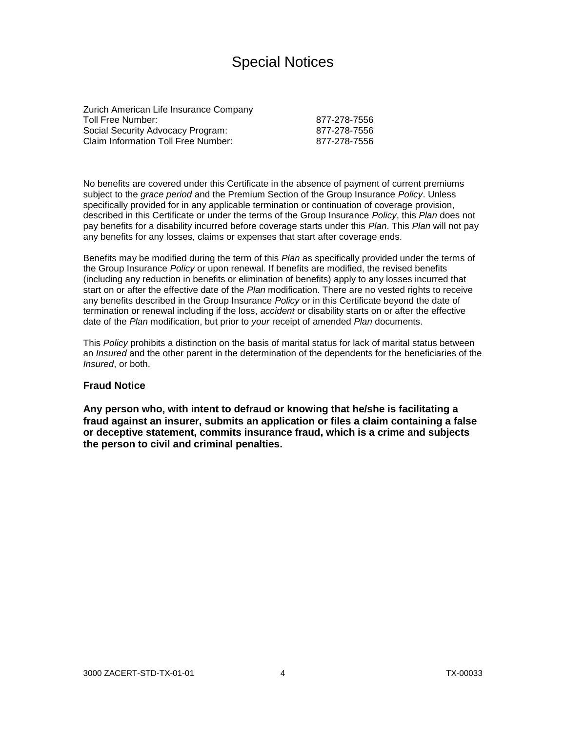# Special Notices

| Zurich American Life Insurance Company | |
|---|---|
| Toll Free Number: | 877-278-7556 |
| Social Security Advocacy Program: | 877-278-7556 |
| Claim Information Toll Free Number: | 877-278-7556 |

No benefits are covered under this Certificate in the absence of payment of current premiums subject to the *grace period* and the Premium Section of the Group Insurance *Policy*. Unless specifically provided for in any applicable termination or continuation of coverage provision, described in this Certificate or under the terms of the Group Insurance *Policy*, this *Plan* does not pay benefits for a disability incurred before coverage starts under this *Plan*. This *Plan* will not pay any benefits for any losses, claims or expenses that start after coverage ends.

Benefits may be modified during the term of this *Plan* as specifically provided under the terms of the Group Insurance *Policy* or upon renewal. If benefits are modified, the revised benefits (including any reduction in benefits or elimination of benefits) apply to any losses incurred that start on or after the effective date of the *Plan* modification. There are no vested rights to receive any benefits described in the Group Insurance *Policy* or in this Certificate beyond the date of termination or renewal including if the loss, *accident* or disability starts on or after the effective date of the *Plan* modification, but prior to *your* receipt of amended *Plan* documents.

This *Policy* prohibits a distinction on the basis of marital status for lack of marital status between an *Insured* and the other parent in the determination of the dependents for the beneficiaries of the *Insured*, or both.

### Fraud Notice

**Any person who, with intent to defraud or knowing that he/she is facilitating a fraud against an insurer, submits an application or files a claim containing a false or deceptive statement, commits insurance fraud, which is a crime and subjects the person to civil and criminal penalties.**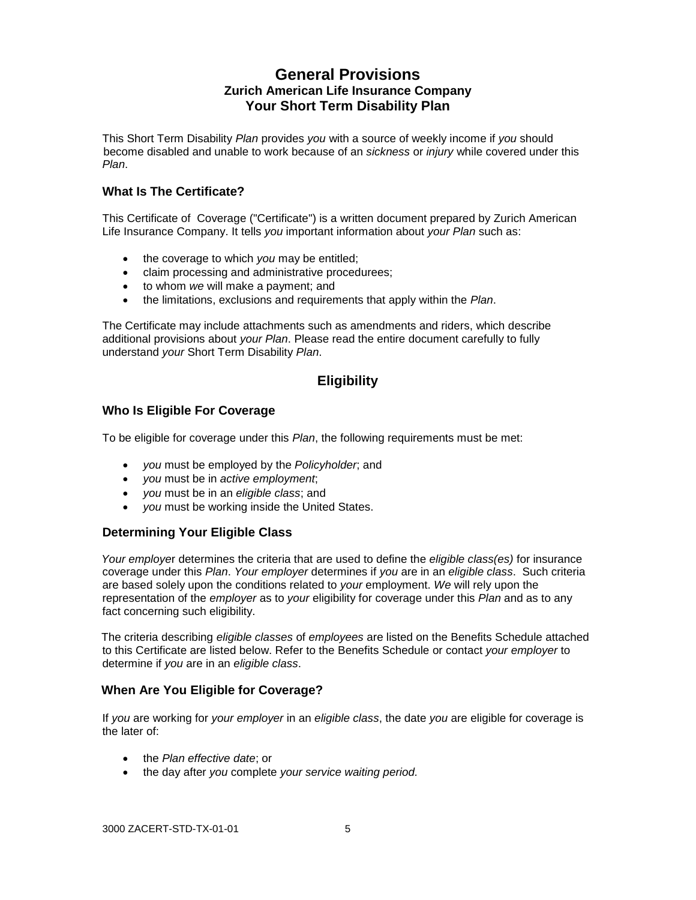# General Provisions

### Zurich American Life Insurance Company
### Your Short Term Disability Plan

This Short Term Disability *Plan* provides *you* with a source of weekly income if *you* should become disabled and unable to work because of an *sickness* or *injury* while covered under this *Plan*.

### What Is The Certificate?

This Certificate of Coverage ("Certificate") is a written document prepared by Zurich American Life Insurance Company. It tells *you* important information about *your Plan* such as:

- the coverage to which *you* may be entitled;
- claim processing and administrative proceduree s;
- to whom *we* will make a payment; and
- the limitations, exclusions and requirements that apply within the *Plan*.

The Certificate may include attachments such as amendments and riders, which describe additional provisions about *your Plan*. Please read the entire document carefully to fully understand *your* Short Term Disability *Plan*.

## Eligibility

### Who Is Eligible For Coverage

To be eligible for coverage under this *Plan*, the following requirements must be met:

- *you* must be employed by the *Policyholder*; and
- *you* must be in *active employment*;
- *you* must be in an *eligible class*; and
- *you* must be working inside the United States.

### Determining Your Eligible Class

*Your employe*r determines the criteria that are used to define the *eligible class(es)* for insurance coverage under this *Plan*. *Your employer* determines if *you* are in an *eligible class*. Such criteria are based solely upon the conditions related to *your* employment. *We* will rely upon the representation of the *employer* as to *your* eligibility for coverage under this *Plan* and as to any fact concerning such eligibility.

The criteria describing *eligible classes* of *employees* are listed on the Benefits Schedule attached to this Certificate are listed below. Refer to the Benefits Schedule or contact *your employer* to determine if *you* are in an *eligible class*.

### When Are You Eligible for Coverage?

If *you* are working for *your employer* in an *eligible class*, the date *you* are eligible for coverage is the later of:

- the *Plan effective date*; or
- the day after *you* complete *your service waiting period.*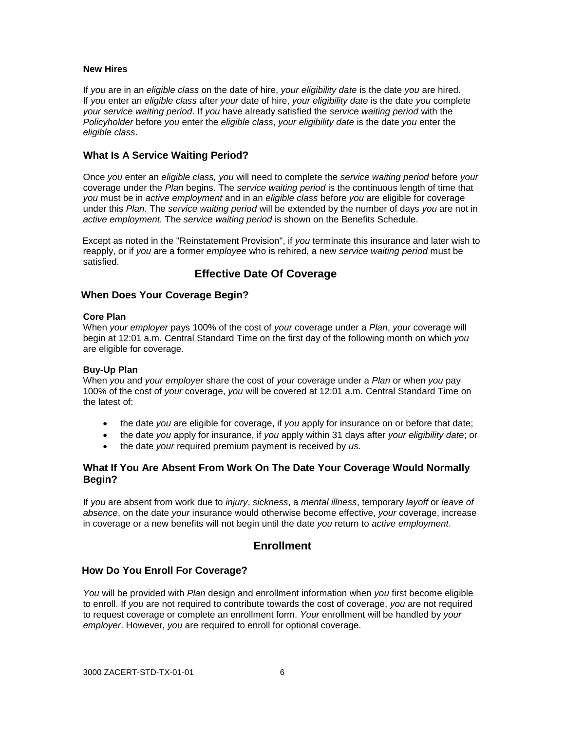#### New Hires

If *you* are in an *eligible class* on the date of hire, *your eligibility date* is the date *you* are hired. If *you* enter an *eligible class* after *your* date of hire, *your eligibility date* is the date *you* complete *your service waiting period*. If *you* have already satisfied the *service waiting period* with the *Policyholder* before *you* enter the *eligible class*, *your eligibility date* is the date *you* enter the *eligible class*.

### What Is A Service Waiting Period?

Once *you* enter an *eligible class, you* will need to complete the *service waiting period* before *your* coverage under the *Plan* begins. The *service waiting period* is the continuous length of time that *you* must be in *active employment* and in an *eligible class* before *you* are eligible for coverage under this *Plan*. The *service waiting period* will be extended by the number of days *you* are not in *active employment.* The *service waiting period* is shown on the Benefits Schedule.

Except as noted in the "Reinstatement Provision", if *you* terminate this insurance and later wish to reapply, or if *you* are a former *employee* who is rehired, a new *service waiting period* must be satisfied.

## Effective Date Of Coverage

### When Does Your Coverage Begin?

#### Core Plan

When *your employer* pays 100% of the cost of *your* coverage under a *Plan*, *your* coverage will begin at 12:01 a.m. Central Standard Time on the first day of the following month on which *you* are eligible for coverage.

#### Buy-Up Plan

When *you* and *your employer* share the cost of *your* coverage under a *Plan* or when *you* pay 100% of the cost of *your* coverage, *you* will be covered at 12:01 a.m. Central Standard Time on the latest of:

- the date *you* are eligible for coverage, if *you* apply for insurance on or before that date;
- the date *you* apply for insurance, if *you* apply within 31 days after *your eligibility date*; or
- the date *your* required premium payment is received by *us*.

### What If You Are Absent From Work On The Date Your Coverage Would Normally Begin?

If *you* are absent from work due to *injury*, *sickness*, a *mental illness*, temporary *layoff* or *leave of absence*, on the date *your* insurance would otherwise become effective, *your* coverage, increase in coverage or a new benefits will not begin until the date *you* return to *active employment*.

## Enrollment

### How Do You Enroll For Coverage?

*You* will be provided with *Plan* design and enrollment information when *you* first become eligible to enroll. If *you* are not required to contribute towards the cost of coverage, *you* are not required to request coverage or complete an enrollment form. *Your* enrollment will be handled by *your employer*. However, *you* are required to enroll for optional coverage.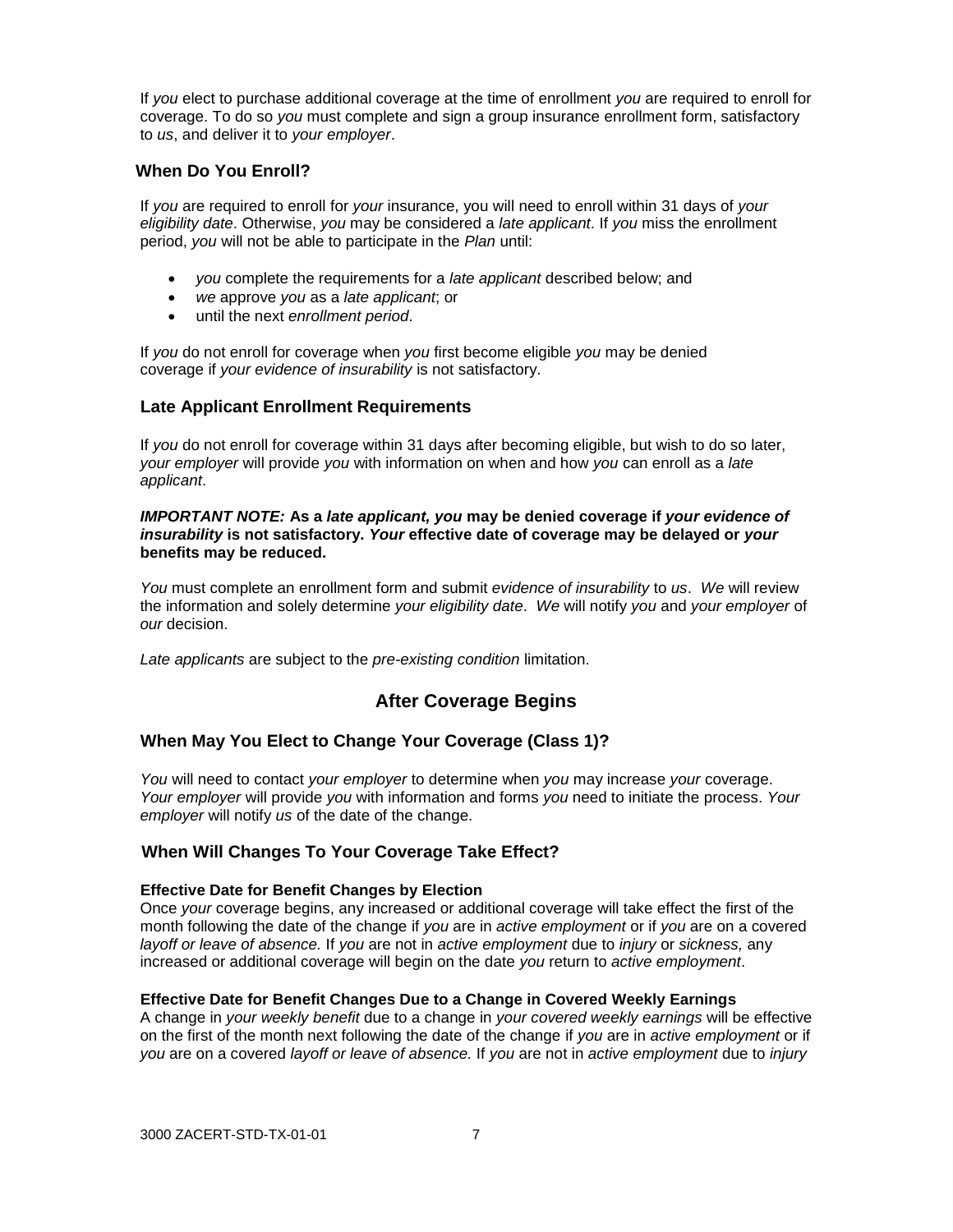If *you* elect to purchase additional coverage at the time of enrollment *you* are required to enroll for coverage. To do so *you* must complete and sign a group insurance enrollment form, satisfactory to *us*, and deliver it to *your employer*.

### When Do You Enroll?

If *you* are required to enroll for *your* insurance, you will need to enroll within 31 days of *your eligibility date*. Otherwise, *you* may be considered a *late applicant*. If *you* miss the enrollment period, *you* will not be able to participate in the *Plan* until:

- *you* complete the requirements for a *late applicant* described below; and
- *we* approve *you* as a *late applicant*; or
- until the next *enrollment period*.

If *you* do not enroll for coverage when *you* first become eligible *you* may be denied coverage if *your evidence of insurability* is not satisfactory.

### Late Applicant Enrollment Requirements

If *you* do not enroll for coverage within 31 days after becoming eligible, but wish to do so later, *your employer* will provide *you* with information on when and how *you* can enroll as a *late applicant*.

***IMPORTANT NOTE:*** **As a *late applicant, you* may be denied coverage if *your evidence of insurability* is not satisfactory. *Your* effective date of coverage may be delayed or *your* benefits may be reduced.**

*You* must complete an enrollment form and submit *evidence of insurability* to *us*. *We* will review the information and solely determine *your eligibility date*. *We* will notify *you* and *your employer* of *our* decision.

*Late applicants* are subject to the *pre-existing condition* limitation.

## After Coverage Begins

### When May You Elect to Change Your Coverage (Class 1)?

*You* will need to contact *your employer* to determine when *you* may increase *your* coverage. *Your employer* will provide *you* with information and forms *you* need to initiate the process. *Your employer* will notify *us* of the date of the change.

### When Will Changes To Your Coverage Take Effect?

**Effective Date for Benefit Changes by Election**

Once *your* coverage begins, any increased or additional coverage will take effect the first of the month following the date of the change if *you* are in *active employment* or if *you* are on a covered *layoff or leave of absence.* If *you* are not in *active employment* due to *injury* or *sickness,* any increased or additional coverage will begin on the date *you* return to *active employment*.

**Effective Date for Benefit Changes Due to a Change in Covered Weekly Earnings**

A change in *your weekly benefit* due to a change in *your covered weekly earnings* will be effective on the first of the month next following the date of the change if *you* are in *active employment* or if *you* are on a covered *layoff or leave of absence.* If *you* are not in *active employment* due to *injury*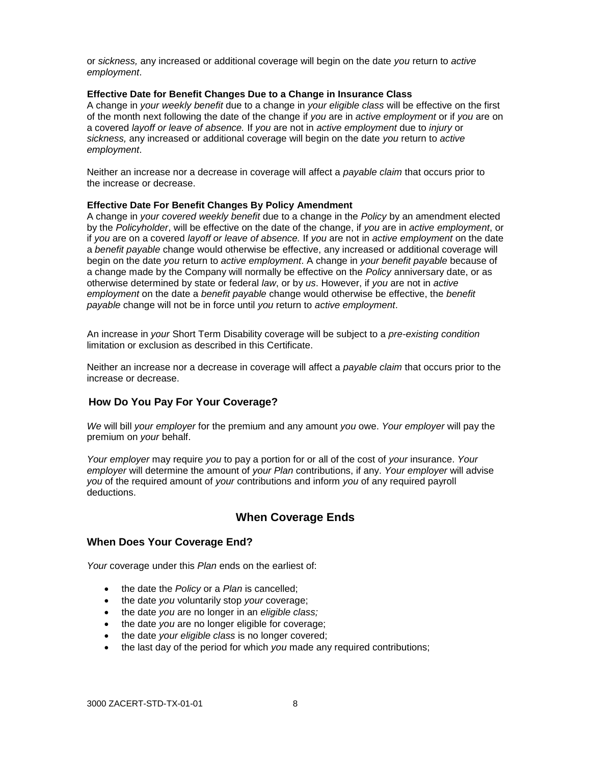or *sickness,* any increased or additional coverage will begin on the date *you* return to *active employment*.

**Effective Date for Benefit Changes Due to a Change in Insurance Class**
A change in *your weekly benefit* due to a change in *your eligible class* will be effective on the first of the month next following the date of the change if *you* are in *active employment* or if *you* are on a covered *layoff or leave of absence.* If *you* are not in *active employment* due to *injury* or *sickness,* any increased or additional coverage will begin on the date *you* return to *active employment*.

Neither an increase nor a decrease in coverage will affect a *payable claim* that occurs prior to the increase or decrease.

**Effective Date For Benefit Changes By Policy Amendment**
A change in *your covered weekly benefit* due to a change in the *Policy* by an amendment elected by the *Policyholder*, will be effective on the date of the change, if *you* are in *active employment*, or if *you* are on a covered *layoff or leave of absence.* If *you* are not in *active employment* on the date a *benefit payable* change would otherwise be effective, any increased or additional coverage will begin on the date *you* return to *active employment*. A change in *your benefit payable* because of a change made by the Company will normally be effective on the *Policy* anniversary date, or as otherwise determined by state or federal *law*, or by *us*. However, if *you* are not in *active employment* on the date a *benefit payable* change would otherwise be effective, the *benefit payable* change will not be in force until *you* return to *active employment*.

An increase in *your* Short Term Disability coverage will be subject to a *pre-existing condition* limitation or exclusion as described in this Certificate.

Neither an increase nor a decrease in coverage will affect a *payable claim* that occurs prior to the increase or decrease.

### How Do You Pay For Your Coverage?

*We* will bill *your employer* for the premium and any amount *you* owe. *Your employer* will pay the premium on *your* behalf.

*Your employer* may require *you* to pay a portion for or all of the cost of *your* insurance. *Your employer* will determine the amount of *your Plan* contributions, if any. *Your employer* will advise *you* of the required amount of *your* contributions and inform *you* of any required payroll deductions.

## When Coverage Ends

### When Does Your Coverage End?

*Your* coverage under this *Plan* ends on the earliest of:

- the date the *Policy* or a *Plan* is cancelled;
- the date *you* voluntarily stop *your* coverage;
- the date *you* are no longer in an *eligible class;*
- the date *you* are no longer eligible for coverage;
- the date *your eligible class* is no longer covered;
- the last day of the period for which *you* made any required contributions;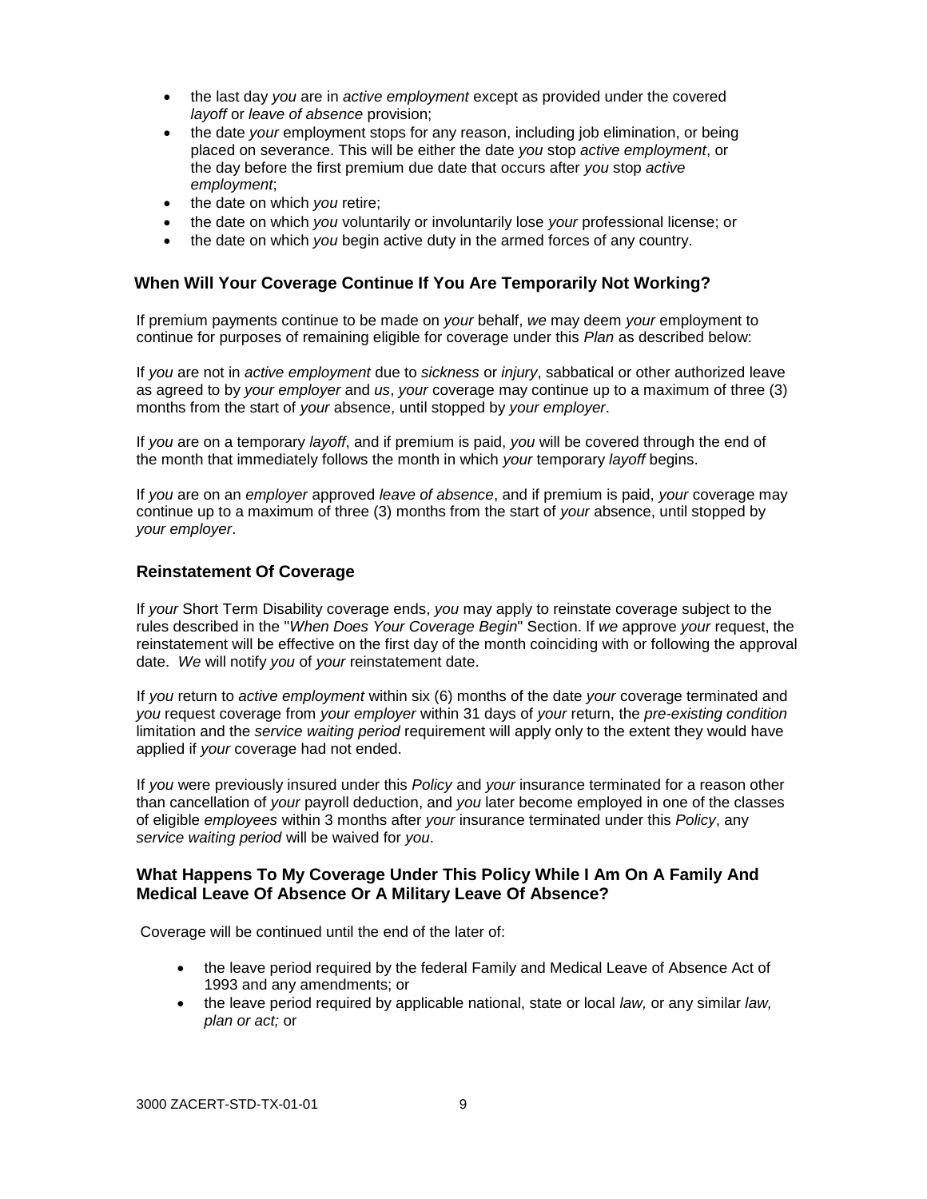- the last day *you* are in *active employment* except as provided under the covered *layoff* or *leave of absence* provision;
- the date *your* employment stops for any reason, including job elimination, or being placed on severance. This will be either the date *you* stop *active employment*, or the day before the first premium due date that occurs after *you* stop *active employment*;
- the date on which *you* retire;
- the date on which *you* voluntarily or involuntarily lose *your* professional license; or
- the date on which *you* begin active duty in the armed forces of any country.

### When Will Your Coverage Continue If You Are Temporarily Not Working?

If premium payments continue to be made on *your* behalf, *we* may deem *your* employment to continue for purposes of remaining eligible for coverage under this *Plan* as described below:

If *you* are not in *active employment* due to *sickness* or *injury*, sabbatical or other authorized leave as agreed to by *your employer* and *us*, *your* coverage may continue up to a maximum of three (3) months from the start of *your* absence, until stopped by *your employer*.

If *you* are on a temporary *layoff*, and if premium is paid, *you* will be covered through the end of the month that immediately follows the month in which *your* temporary *layoff* begins.

If *you* are on an *employer* approved *leave of absence*, and if premium is paid, *your* coverage may continue up to a maximum of three (3) months from the start of *your* absence, until stopped by *your employer*.

### Reinstatement Of Coverage

If *your* Short Term Disability coverage ends, *you* may apply to reinstate coverage subject to the rules described in the "*When Does Your Coverage Begin*" Section. If *we* approve *your* request, the reinstatement will be effective on the first day of the month coinciding with or following the approval date. *We* will notify *you* of *your* reinstatement date.

If *you* return to *active employment* within six (6) months of the date *your* coverage terminated and *you* request coverage from *your employer* within 31 days of *your* return, the *pre-existing condition* limitation and the *service waiting period* requirement will apply only to the extent they would have applied if *your* coverage had not ended.

If *you* were previously insured under this *Policy* and *your* insurance terminated for a reason other than cancellation of *your* payroll deduction, and *you* later become employed in one of the classes of eligible *employees* within 3 months after *your* insurance terminated under this *Policy*, any *service waiting period* will be waived for *you*.

### What Happens To My Coverage Under This Policy While I Am On A Family And Medical Leave Of Absence Or A Military Leave Of Absence?

Coverage will be continued until the end of the later of:

- the leave period required by the federal Family and Medical Leave of Absence Act of 1993 and any amendments; or
- the leave period required by applicable national, state or local *law,* or any similar *law, plan or act;* or

3000 ZACERT-STD-TX-01-01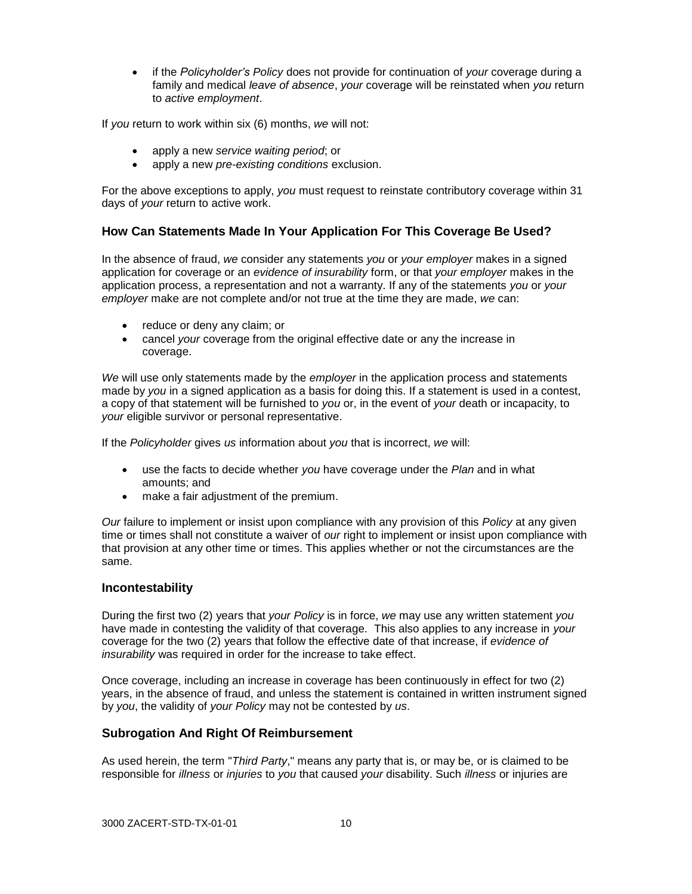- if the *Policyholder's Policy* does not provide for continuation of *your* coverage during a family and medical *leave of absence*, *your* coverage will be reinstated when *you* return to *active employment*.

If *you* return to work within six (6) months, *we* will not:

- apply a new *service waiting period*; or
- apply a new *pre-existing conditions* exclusion.

For the above exceptions to apply, *you* must request to reinstate contributory coverage within 31 days of *your* return to active work.

## How Can Statements Made In Your Application For This Coverage Be Used?

In the absence of fraud, *we* consider any statements *you* or *your employer* makes in a signed application for coverage or an *evidence of insurability* form, or that *your employer* makes in the application process, a representation and not a warranty. If any of the statements *you* or *your employer* make are not complete and/or not true at the time they are made, *we* can:

- reduce or deny any claim; or
- cancel *your* coverage from the original effective date or any the increase in coverage.

*We* will use only statements made by the *employer* in the application process and statements made by *you* in a signed application as a basis for doing this. If a statement is used in a contest, a copy of that statement will be furnished to *you* or, in the event of *your* death or incapacity, to *your* eligible survivor or personal representative.

If the *Policyholder* gives *us* information about *you* that is incorrect, *we* will:

- use the facts to decide whether *you* have coverage under the *Plan* and in what amounts; and
- make a fair adjustment of the premium.

*Our* failure to implement or insist upon compliance with any provision of this *Policy* at any given time or times shall not constitute a waiver of *our* right to implement or insist upon compliance with that provision at any other time or times. This applies whether or not the circumstances are the same.

## Incontestability

During the first two (2) years that *your Policy* is in force, *we* may use any written statement *you* have made in contesting the validity of that coverage. This also applies to any increase in *your* coverage for the two (2) years that follow the effective date of that increase, if *evidence of insurability* was required in order for the increase to take effect.

Once coverage, including an increase in coverage has been continuously in effect for two (2) years, in the absence of fraud, and unless the statement is contained in written instrument signed by *you*, the validity of *your Policy* may not be contested by *us*.

## Subrogation And Right Of Reimbursement

As used herein, the term "*Third Party*," means any party that is, or may be, or is claimed to be responsible for *illness* or *injuries* to *you* that caused *your* disability. Such *illness* or injuries are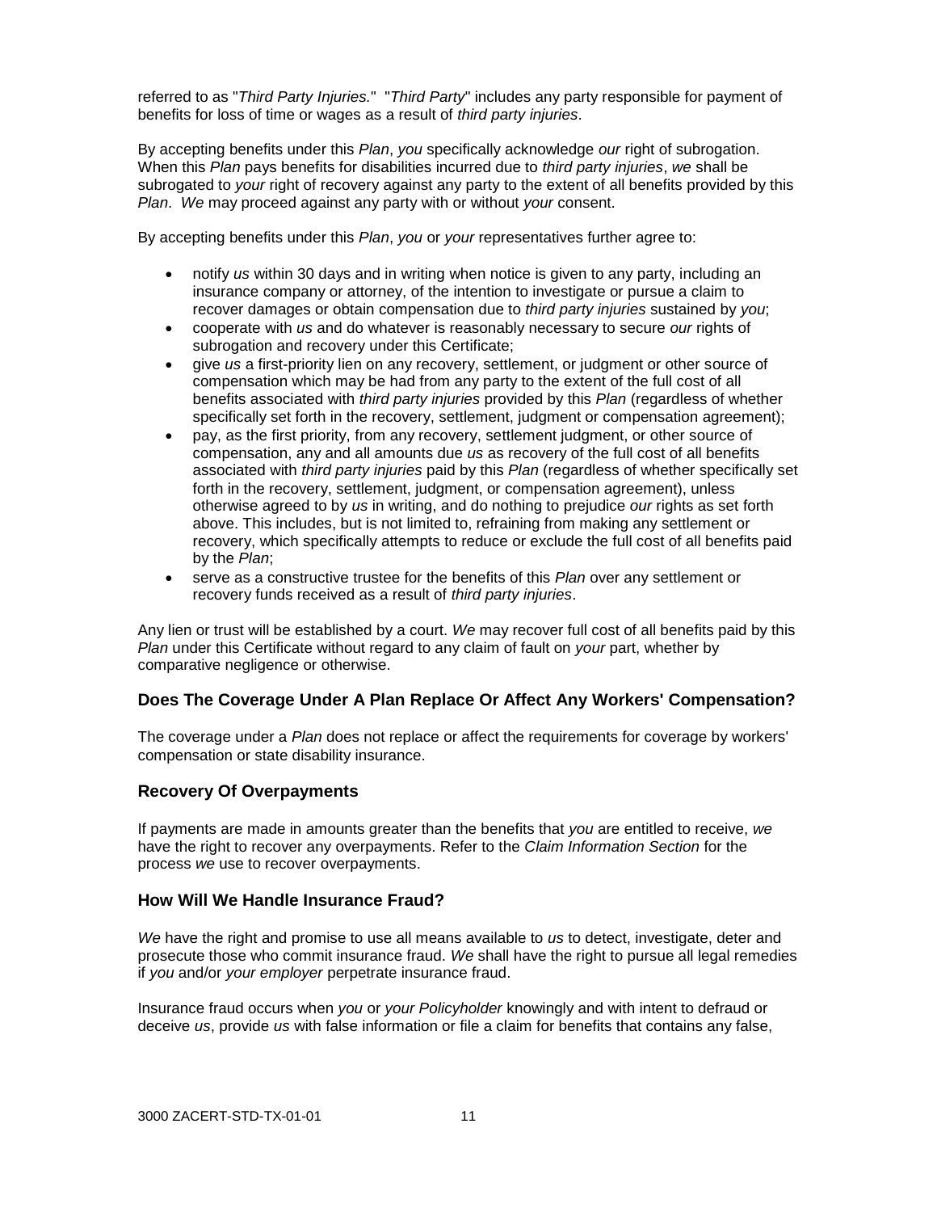referred to as "*Third Party Injuries.*" "*Third Party*" includes any party responsible for payment of benefits for loss of time or wages as a result of *third party injuries*.

By accepting benefits under this *Plan*, *you* specifically acknowledge *our* right of subrogation. When this *Plan* pays benefits for disabilities incurred due to *third party injuries*, *we* shall be subrogated to *your* right of recovery against any party to the extent of all benefits provided by this *Plan*. *We* may proceed against any party with or without *your* consent.

By accepting benefits under this *Plan*, *you* or *your* representatives further agree to:

- notify *us* within 30 days and in writing when notice is given to any party, including an insurance company or attorney, of the intention to investigate or pursue a claim to recover damages or obtain compensation due to *third party injuries* sustained by *you*;
- cooperate with *us* and do whatever is reasonably necessary to secure *our* rights of subrogation and recovery under this Certificate;
- give *us* a first-priority lien on any recovery, settlement, or judgment or other source of compensation which may be had from any party to the extent of the full cost of all benefits associated with *third party injuries* provided by this *Plan* (regardless of whether specifically set forth in the recovery, settlement, judgment or compensation agreement);
- pay, as the first priority, from any recovery, settlement judgment, or other source of compensation, any and all amounts due *us* as recovery of the full cost of all benefits associated with *third party injuries* paid by this *Plan* (regardless of whether specifically set forth in the recovery, settlement, judgment, or compensation agreement), unless otherwise agreed to by *us* in writing, and do nothing to prejudice *our* rights as set forth above. This includes, but is not limited to, refraining from making any settlement or recovery, which specifically attempts to reduce or exclude the full cost of all benefits paid by the *Plan*;
- serve as a constructive trustee for the benefits of this *Plan* over any settlement or recovery funds received as a result of *third party injuries*.

Any lien or trust will be established by a court. *We* may recover full cost of all benefits paid by this *Plan* under this Certificate without regard to any claim of fault on *your* part, whether by comparative negligence or otherwise.

### Does The Coverage Under A Plan Replace Or Affect Any Workers' Compensation?

The coverage under a *Plan* does not replace or affect the requirements for coverage by workers' compensation or state disability insurance.

### Recovery Of Overpayments

If payments are made in amounts greater than the benefits that *you* are entitled to receive, *we* have the right to recover any overpayments. Refer to the *Claim Information Section* for the process *we* use to recover overpayments.

### How Will We Handle Insurance Fraud?

*We* have the right and promise to use all means available to *us* to detect, investigate, deter and prosecute those who commit insurance fraud. *We* shall have the right to pursue all legal remedies if *you* and/or *your employer* perpetrate insurance fraud.

Insurance fraud occurs when *you* or *your Policyholder* knowingly and with intent to defraud or deceive *us*, provide *us* with false information or file a claim for benefits that contains any false,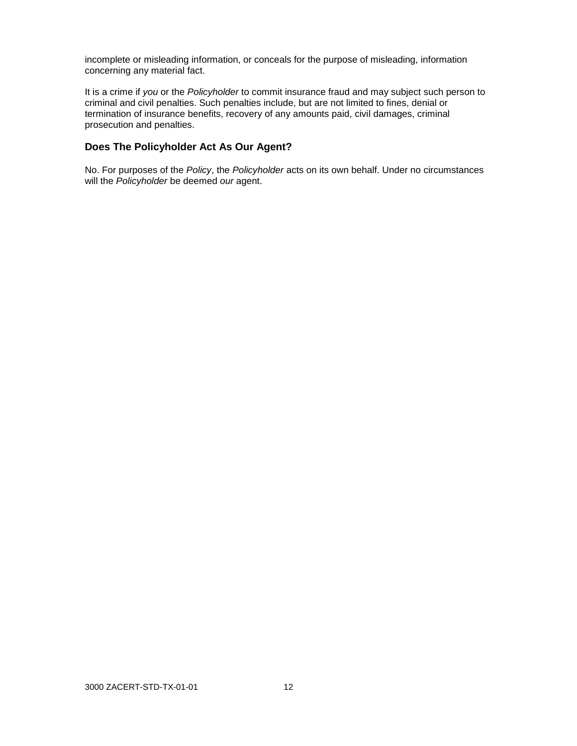incomplete or misleading information, or conceals for the purpose of misleading, information concerning any material fact.

It is a crime if *you* or the *Policyholder* to commit insurance fraud and may subject such person to criminal and civil penalties. Such penalties include, but are not limited to fines, denial or termination of insurance benefits, recovery of any amounts paid, civil damages, criminal prosecution and penalties.

### Does The Policyholder Act As Our Agent?

No. For purposes of the *Policy*, the *Policyholder* acts on its own behalf. Under no circumstances will the *Policyholder* be deemed *our* agent.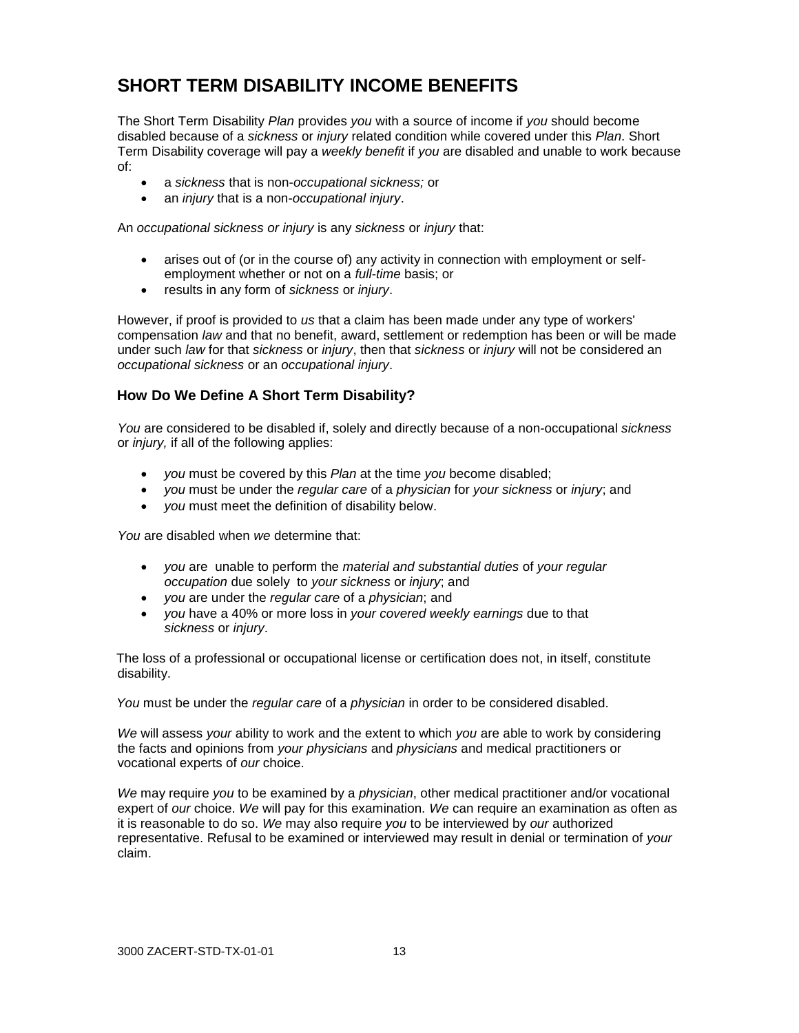# SHORT TERM DISABILITY INCOME BENEFITS

The Short Term Disability *Plan* provides *you* with a source of income if *you* should become disabled because of a *sickness* or *injury* related condition while covered under this *Plan*. Short Term Disability coverage will pay a *weekly benefit* if *you* are disabled and unable to work because of:

- a *sickness* that is non-*occupational sickness;* or
- an *injury* that is a non-*occupational injury*.

An *occupational sickness or injury* is any *sickness* or *injury* that:

- arises out of (or in the course of) any activity in connection with employment or self-employment whether or not on a *full-time* basis; or
- results in any form of *sickness* or *injury*.

However, if proof is provided to *us* that a claim has been made under any type of workers' compensation *law* and that no benefit, award, settlement or redemption has been or will be made under such *law* for that *sickness* or *injury*, then that *sickness* or *injury* will not be considered an *occupational sickness* or an *occupational injury*.

## How Do We Define A Short Term Disability?

*You* are considered to be disabled if, solely and directly because of a non-occupational *sickness* or *injury,* if all of the following applies:

- *you* must be covered by this *Plan* at the time *you* become disabled;
- *you* must be under the *regular care* of a *physician* for *your sickness* or *injury*; and
- *you* must meet the definition of disability below.

*You* are disabled when *we* determine that:

- *you* are unable to perform the *material and substantial duties* of *your regular occupation* due solely to *your sickness* or *injury*; and
- *you* are under the *regular care* of a *physician*; and
- *you* have a 40% or more loss in *your covered weekly earnings* due to that *sickness* or *injury*.

The loss of a professional or occupational license or certification does not, in itself, constitute disability.

*You* must be under the *regular care* of a *physician* in order to be considered disabled.

*We* will assess *your* ability to work and the extent to which *you* are able to work by considering the facts and opinions from *your physicians* and *physicians* and medical practitioners or vocational experts of *our* choice.

*We* may require *you* to be examined by a *physician*, other medical practitioner and/or vocational expert of *our* choice. *We* will pay for this examination. *We* can require an examination as often as it is reasonable to do so. *We* may also require *you* to be interviewed by *our* authorized representative. Refusal to be examined or interviewed may result in denial or termination of *your* claim.

3000 ZACERT-STD-TX-01-01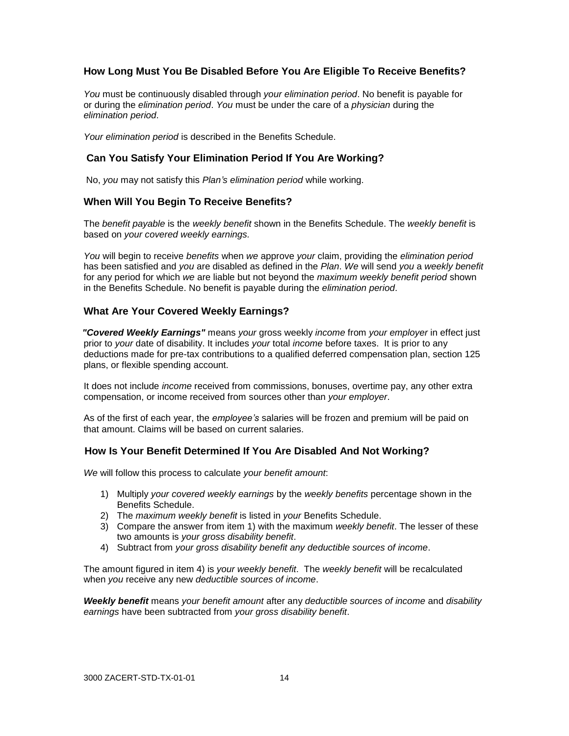## How Long Must You Be Disabled Before You Are Eligible To Receive Benefits?

*You* must be continuously disabled through *your elimination period*. No benefit is payable for or during the *elimination period*. *You* must be under the care of a *physician* during the *elimination period*.

*Your elimination period* is described in the Benefits Schedule.

## Can You Satisfy Your Elimination Period If You Are Working?

No, *you* may not satisfy this *Plan's elimination period* while working.

## When Will You Begin To Receive Benefits?

The *benefit payable* is the *weekly benefit* shown in the Benefits Schedule. The *weekly benefit* is based on *your covered weekly earnings.*

*You* will begin to receive *benefits* when *we* approve *your* claim, providing the *elimination period* has been satisfied and *you* are disabled as defined in the *Plan*. *We* will send *you* a *weekly benefit* for any period for which *we* are liable but not beyond the *maximum weekly benefit period* shown in the Benefits Schedule. No benefit is payable during the *elimination period*.

## What Are Your Covered Weekly Earnings?

***"Covered Weekly Earnings"*** means *your* gross weekly *income* from *your employer* in effect just prior to *your* date of disability. It includes *your* total *income* before taxes. It is prior to any deductions made for pre-tax contributions to a qualified deferred compensation plan, section 125 plans, or flexible spending account.

It does not include *income* received from commissions, bonuses, overtime pay, any other extra compensation, or income received from sources other than *your employer*.

As of the first of each year, the *employee's* salaries will be frozen and premium will be paid on that amount. Claims will be based on current salaries.

## How Is Your Benefit Determined If You Are Disabled And Not Working?

*We* will follow this process to calculate *your benefit amount*:

1) Multiply *your covered weekly earnings* by the *weekly benefits* percentage shown in the Benefits Schedule.
2) The *maximum weekly benefit* is listed in *your* Benefits Schedule.
3) Compare the answer from item 1) with the maximum *weekly benefit*. The lesser of these two amounts is *your gross disability benefit*.
4) Subtract from *your gross disability benefit any deductible sources of income*.

The amount figured in item 4) is *your weekly benefit*. The *weekly benefit* will be recalculated when *you* receive any new *deductible sources of income*.

***Weekly benefit*** means *your benefit amount* after any *deductible sources of income* and *disability earnings* have been subtracted from *your gross disability benefit*.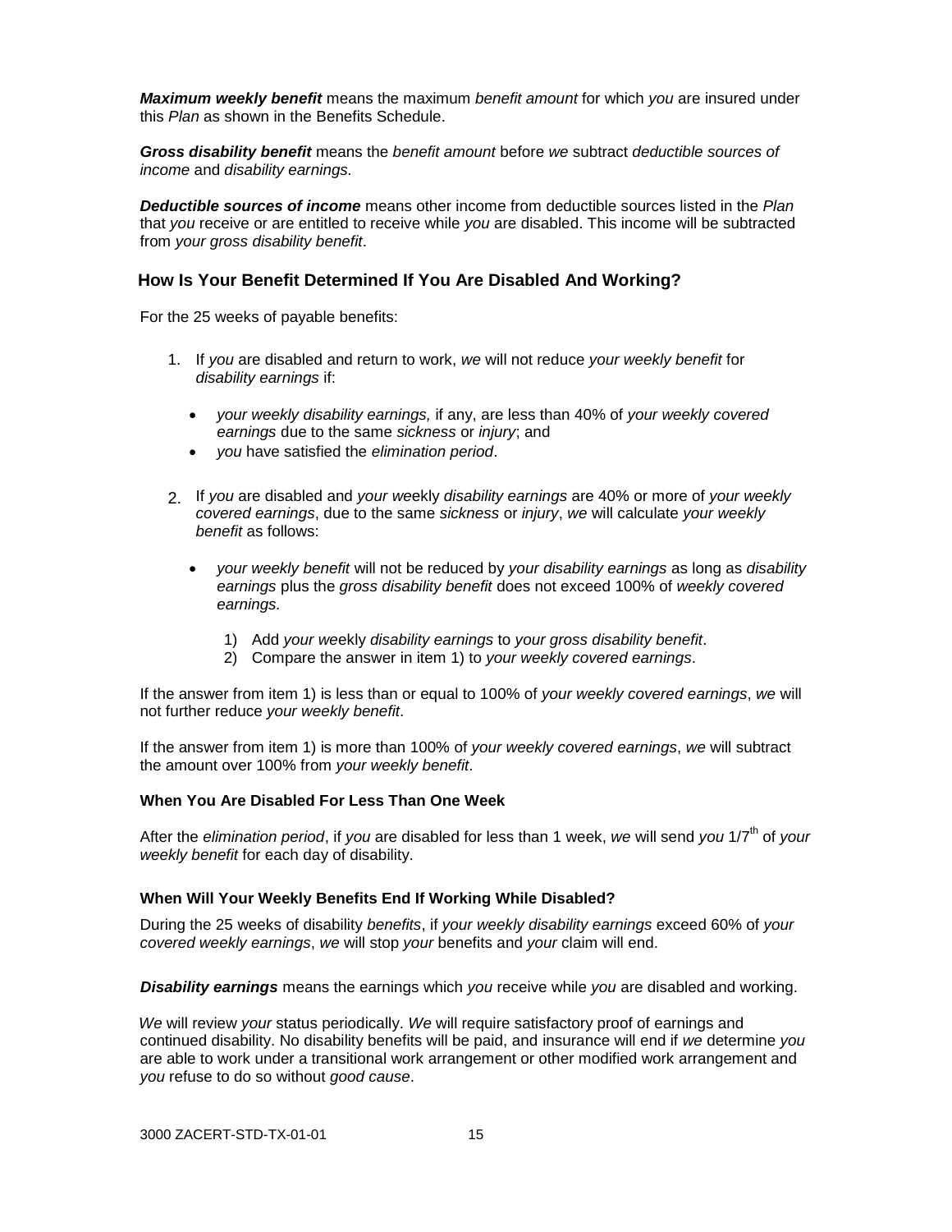***Maximum weekly benefit*** means the maximum *benefit amount* for which *you* are insured under this *Plan* as shown in the Benefits Schedule.

***Gross disability benefit*** means the *benefit amount* before *we* subtract *deductible sources of income* and *disability earnings.*

***Deductible sources of income*** means other income from deductible sources listed in the *Plan* that *you* receive or are entitled to receive while *you* are disabled. This income will be subtracted from *your gross disability benefit*.

## How Is Your Benefit Determined If You Are Disabled And Working?

For the 25 weeks of payable benefits:

1. If *you* are disabled and return to work, *we* will not reduce *your weekly benefit* for *disability earnings* if:

   - *your weekly disability earnings,* if any, are less than 40% of *your weekly covered earnings* due to the same *sickness* or *injury*; and
   - *you* have satisfied the *elimination period*.

2. If *you* are disabled and *your weekly disability earnings* are 40% or more of *your weekly covered earnings*, due to the same *sickness* or *injury*, *we* will calculate *your weekly benefit* as follows:

   - *your weekly benefit* will not be reduced by *your disability earnings* as long as *disability earnings* plus the *gross disability benefit* does not exceed 100% of *weekly covered earnings.*

     1) Add *your weekly disability earnings* to *your gross disability benefit*.
     2) Compare the answer in item 1) to *your weekly covered earnings*.

If the answer from item 1) is less than or equal to 100% of *your weekly covered earnings*, *we* will not further reduce *your weekly benefit*.

If the answer from item 1) is more than 100% of *your weekly covered earnings*, *we* will subtract the amount over 100% from *your weekly benefit*.

### When You Are Disabled For Less Than One Week

After the *elimination period*, if *you* are disabled for less than 1 week, *we* will send *you* 1/7th of *your weekly benefit* for each day of disability.

### When Will Your Weekly Benefits End If Working While Disabled?

During the 25 weeks of disability *benefits*, if *your weekly disability earnings* exceed 60% of *your covered weekly earnings*, *we* will stop *your* benefits and *your* claim will end.

***Disability earnings*** means the earnings which *you* receive while *you* are disabled and working.

*We* will review *your* status periodically. *We* will require satisfactory proof of earnings and continued disability. No disability benefits will be paid, and insurance will end if *we* determine *you* are able to work under a transitional work arrangement or other modified work arrangement and *you* refuse to do so without *good cause*.

3000 ZACERT-STD-TX-01-01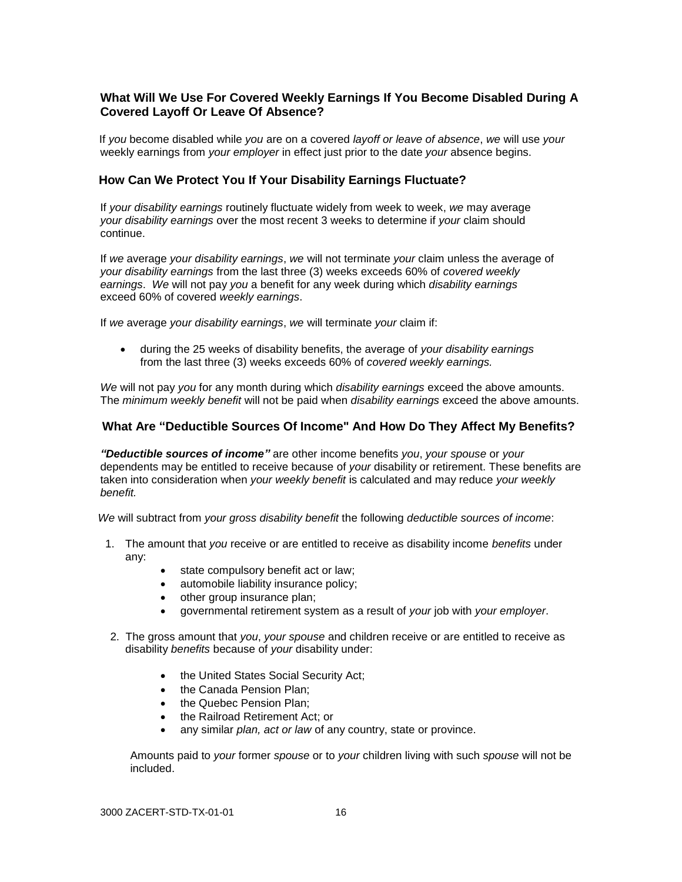### What Will We Use For Covered Weekly Earnings If You Become Disabled During A Covered Layoff Or Leave Of Absence?

If *you* become disabled while *you* are on a covered *layoff or leave of absence*, *we* will use *your* weekly earnings from *your employer* in effect just prior to the date *your* absence begins.

### How Can We Protect You If Your Disability Earnings Fluctuate?

If *your disability earnings* routinely fluctuate widely from week to week, *we* may average *your disability earnings* over the most recent 3 weeks to determine if *your* claim should continue.

If *we* average *your disability earnings*, *we* will not terminate *your* claim unless the average of *your disability earnings* from the last three (3) weeks exceeds 60% of *covered weekly earnings*. *We* will not pay *you* a benefit for any week during which *disability earnings* exceed 60% of covered *weekly earnings*.

If *we* average *your disability earnings*, *we* will terminate *your* claim if:

- during the 25 weeks of disability benefits, the average of *your disability earnings* from the last three (3) weeks exceeds 60% of *covered weekly earnings.*

*We* will not pay *you* for any month during which *disability earnings* exceed the above amounts. The *minimum weekly benefit* will not be paid when *disability earnings* exceed the above amounts.

### What Are "Deductible Sources Of Income" And How Do They Affect My Benefits?

***"Deductible sources of income"*** are other income benefits *you*, *your spouse* or *your* dependents may be entitled to receive because of *your* disability or retirement. These benefits are taken into consideration when *your weekly benefit* is calculated and may reduce *your weekly benefit.*

*We* will subtract from *your gross disability benefit* the following *deductible sources of income*:

1. The amount that *you* receive or are entitled to receive as disability income *benefits* under any:
   - state compulsory benefit act or law;
   - automobile liability insurance policy;
   - other group insurance plan;
   - governmental retirement system as a result of *your* job with *your employer*.

2. The gross amount that *you*, *your spouse* and children receive or are entitled to receive as disability *benefits* because of *your* disability under:
   - the United States Social Security Act;
   - the Canada Pension Plan;
   - the Quebec Pension Plan;
   - the Railroad Retirement Act; or
   - any similar *plan, act or law* of any country, state or province.

   Amounts paid to *your* former *spouse* or to *your* children living with such *spouse* will not be included.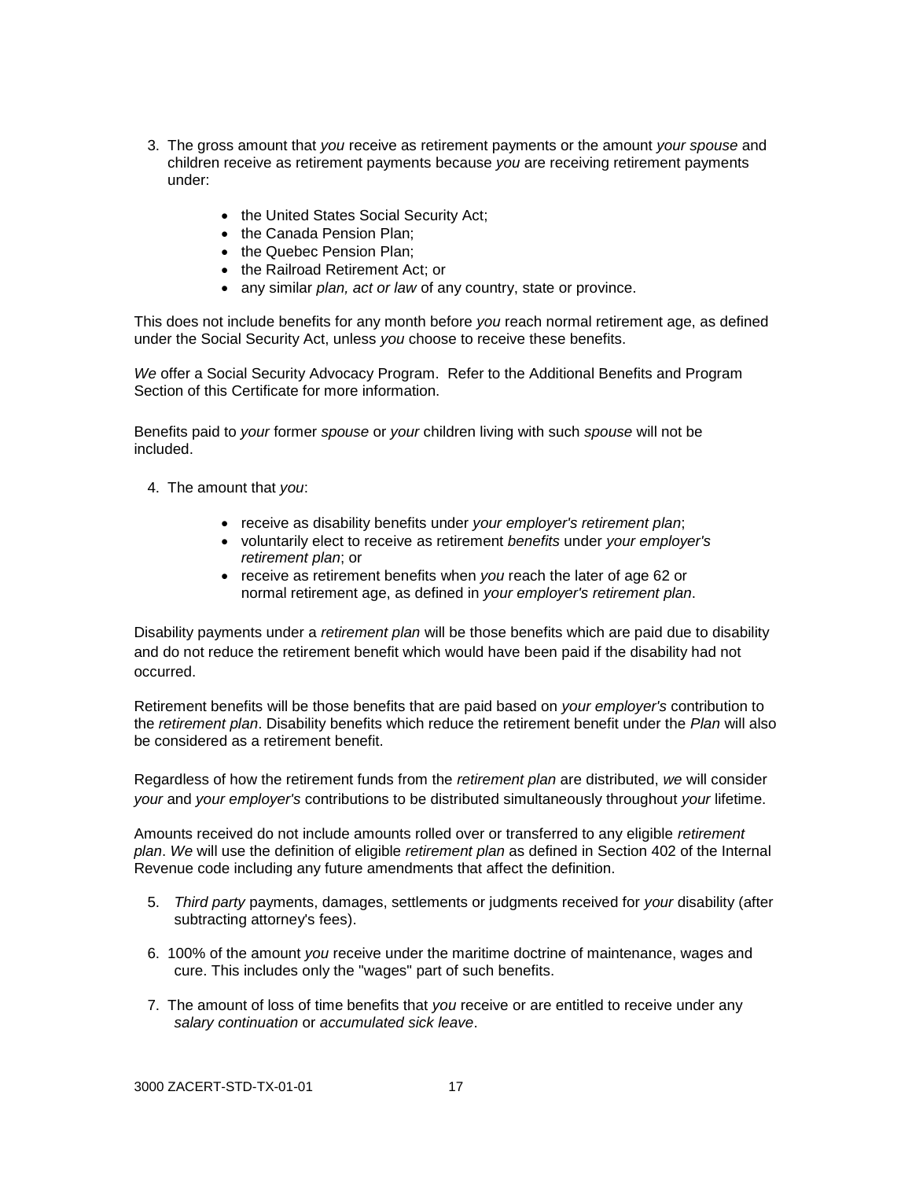3. The gross amount that *you* receive as retirement payments or the amount *your spouse* and children receive as retirement payments because *you* are receiving retirement payments under:

    - the United States Social Security Act;
    - the Canada Pension Plan;
    - the Quebec Pension Plan;
    - the Railroad Retirement Act; or
    - any similar *plan, act or law* of any country, state or province.

This does not include benefits for any month before *you* reach normal retirement age, as defined under the Social Security Act, unless *you* choose to receive these benefits.

*We* offer a Social Security Advocacy Program. Refer to the Additional Benefits and Program Section of this Certificate for more information.

Benefits paid to *your* former *spouse* or *your* children living with such *spouse* will not be included.

4. The amount that *you*:

    - receive as disability benefits under *your employer's retirement plan*;
    - voluntarily elect to receive as retirement *benefits* under *your employer's retirement plan*; or
    - receive as retirement benefits when *you* reach the later of age 62 or normal retirement age, as defined in *your employer's retirement plan*.

Disability payments under a *retirement plan* will be those benefits which are paid due to disability and do not reduce the retirement benefit which would have been paid if the disability had not occurred.

Retirement benefits will be those benefits that are paid based on *your employer's* contribution to the *retirement plan*. Disability benefits which reduce the retirement benefit under the *Plan* will also be considered as a retirement benefit.

Regardless of how the retirement funds from the *retirement plan* are distributed, *we* will consider *your* and *your employer's* contributions to be distributed simultaneously throughout *your* lifetime.

Amounts received do not include amounts rolled over or transferred to any eligible *retirement plan*. *We* will use the definition of eligible *retirement plan* as defined in Section 402 of the Internal Revenue code including any future amendments that affect the definition.

5. *Third party* payments, damages, settlements or judgments received for *your* disability (after subtracting attorney's fees).

6. 100% of the amount *you* receive under the maritime doctrine of maintenance, wages and cure. This includes only the "wages" part of such benefits.

7. The amount of loss of time benefits that *you* receive or are entitled to receive under any *salary continuation* or *accumulated sick leave*.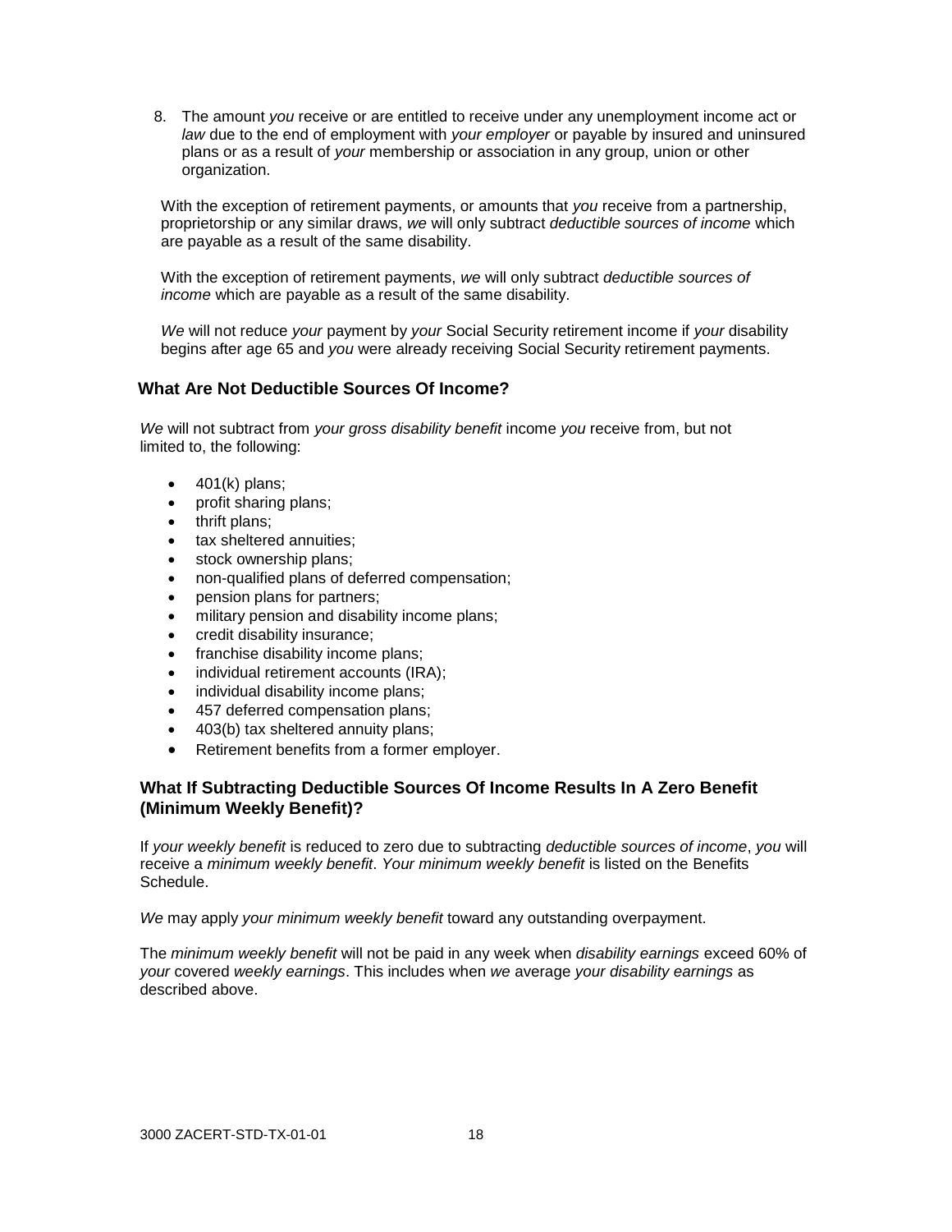8. The amount *you* receive or are entitled to receive under any unemployment income act or *law* due to the end of employment with *your employer* or payable by insured and uninsured plans or as a result of *your* membership or association in any group, union or other organization.

With the exception of retirement payments, or amounts that *you* receive from a partnership, proprietorship or any similar draws, *we* will only subtract *deductible sources of income* which are payable as a result of the same disability.

With the exception of retirement payments, *we* will only subtract *deductible sources of income* which are payable as a result of the same disability.

*We* will not reduce *your* payment by *your* Social Security retirement income if *your* disability begins after age 65 and *you* were already receiving Social Security retirement payments.

### What Are Not Deductible Sources Of Income?

*We* will not subtract from *your gross disability benefit* income *you* receive from, but not limited to, the following:

- 401(k) plans;
- profit sharing plans;
- thrift plans;
- tax sheltered annuities;
- stock ownership plans;
- non-qualified plans of deferred compensation;
- pension plans for partners;
- military pension and disability income plans;
- credit disability insurance;
- franchise disability income plans;
- individual retirement accounts (IRA);
- individual disability income plans;
- 457 deferred compensation plans;
- 403(b) tax sheltered annuity plans;
- Retirement benefits from a former employer.

### What If Subtracting Deductible Sources Of Income Results In A Zero Benefit (Minimum Weekly Benefit)?

If *your weekly benefit* is reduced to zero due to subtracting *deductible sources of income*, *you* will receive a *minimum weekly benefit*. *Your minimum weekly benefit* is listed on the Benefits Schedule.

*We* may apply *your minimum weekly benefit* toward any outstanding overpayment.

The *minimum weekly benefit* will not be paid in any week when *disability earnings* exceed 60% of *your* covered *weekly earnings*. This includes when *we* average *your disability earnings* as described above.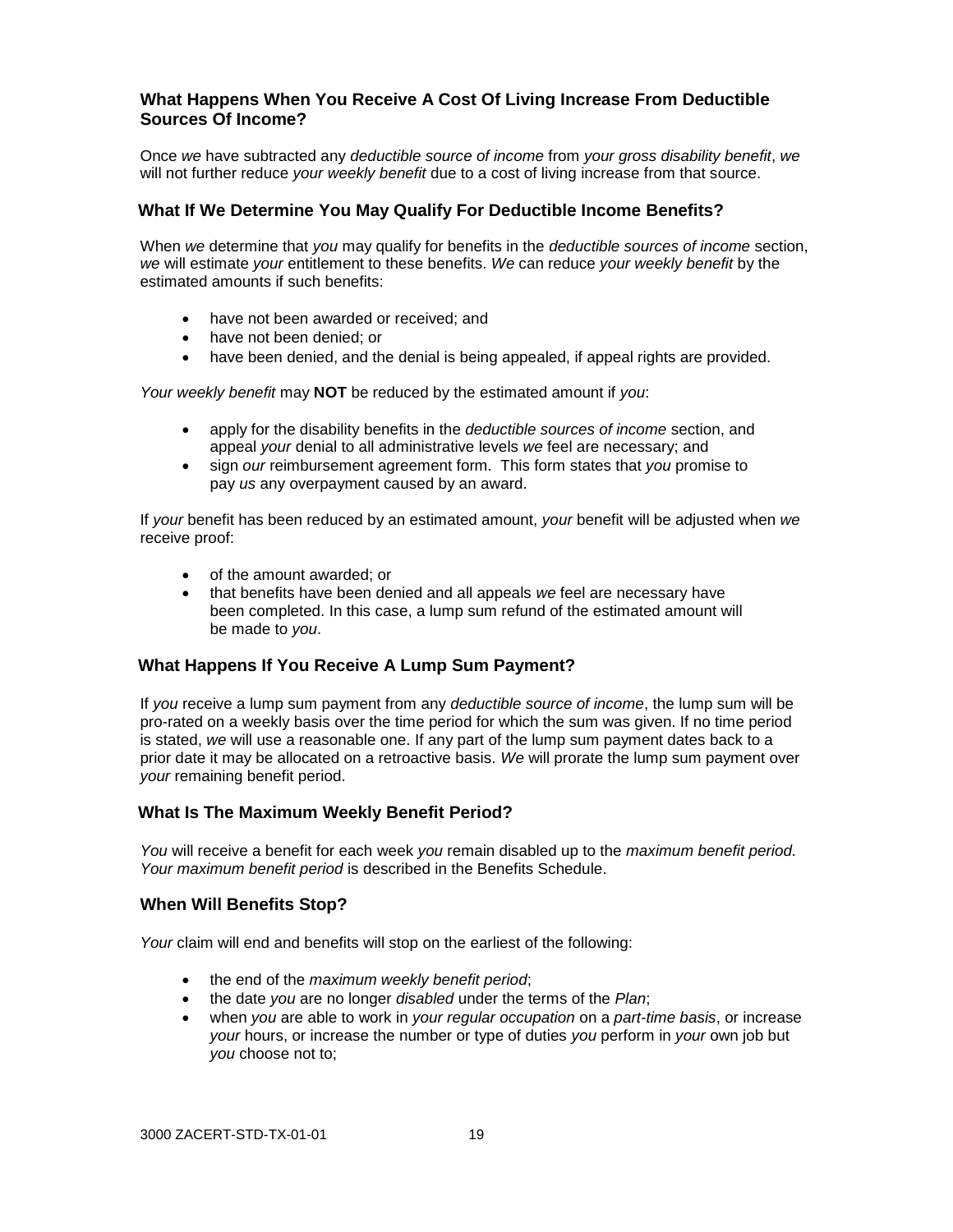### What Happens When You Receive A Cost Of Living Increase From Deductible Sources Of Income?

Once *we* have subtracted any *deductible source of income* from *your gross disability benefit*, *we* will not further reduce *your weekly benefit* due to a cost of living increase from that source.

### What If We Determine You May Qualify For Deductible Income Benefits?

When *we* determine that *you* may qualify for benefits in the *deductible sources of income* section, *we* will estimate *your* entitlement to these benefits. *We* can reduce *your weekly benefit* by the estimated amounts if such benefits:

- have not been awarded or received; and
- have not been denied; or
- have been denied, and the denial is being appealed, if appeal rights are provided.

*Your weekly benefit* may **NOT** be reduced by the estimated amount if *you*:

- apply for the disability benefits in the *deductible sources of income* section, and appeal *your* denial to all administrative levels *we* feel are necessary; and
- sign *our* reimbursement agreement form. This form states that *you* promise to pay *us* any overpayment caused by an award.

If *your* benefit has been reduced by an estimated amount, *your* benefit will be adjusted when *we* receive proof:

- of the amount awarded; or
- that benefits have been denied and all appeals *we* feel are necessary have been completed. In this case, a lump sum refund of the estimated amount will be made to *you*.

### What Happens If You Receive A Lump Sum Payment?

If *you* receive a lump sum payment from any *deductible source of income*, the lump sum will be pro-rated on a weekly basis over the time period for which the sum was given. If no time period is stated, *we* will use a reasonable one. If any part of the lump sum payment dates back to a prior date it may be allocated on a retroactive basis. *We* will prorate the lump sum payment over *your* remaining benefit period.

### What Is The Maximum Weekly Benefit Period?

*You* will receive a benefit for each week *you* remain disabled up to the *maximum benefit period. Your maximum benefit period* is described in the Benefits Schedule.

### When Will Benefits Stop?

*Your* claim will end and benefits will stop on the earliest of the following:

- the end of the *maximum weekly benefit period*;
- the date *you* are no longer *disabled* under the terms of the *Plan*;
- when *you* are able to work in *your regular occupation* on a *part-time basis*, or increase *your* hours, or increase the number or type of duties *you* perform in *your* own job but *you* choose not to;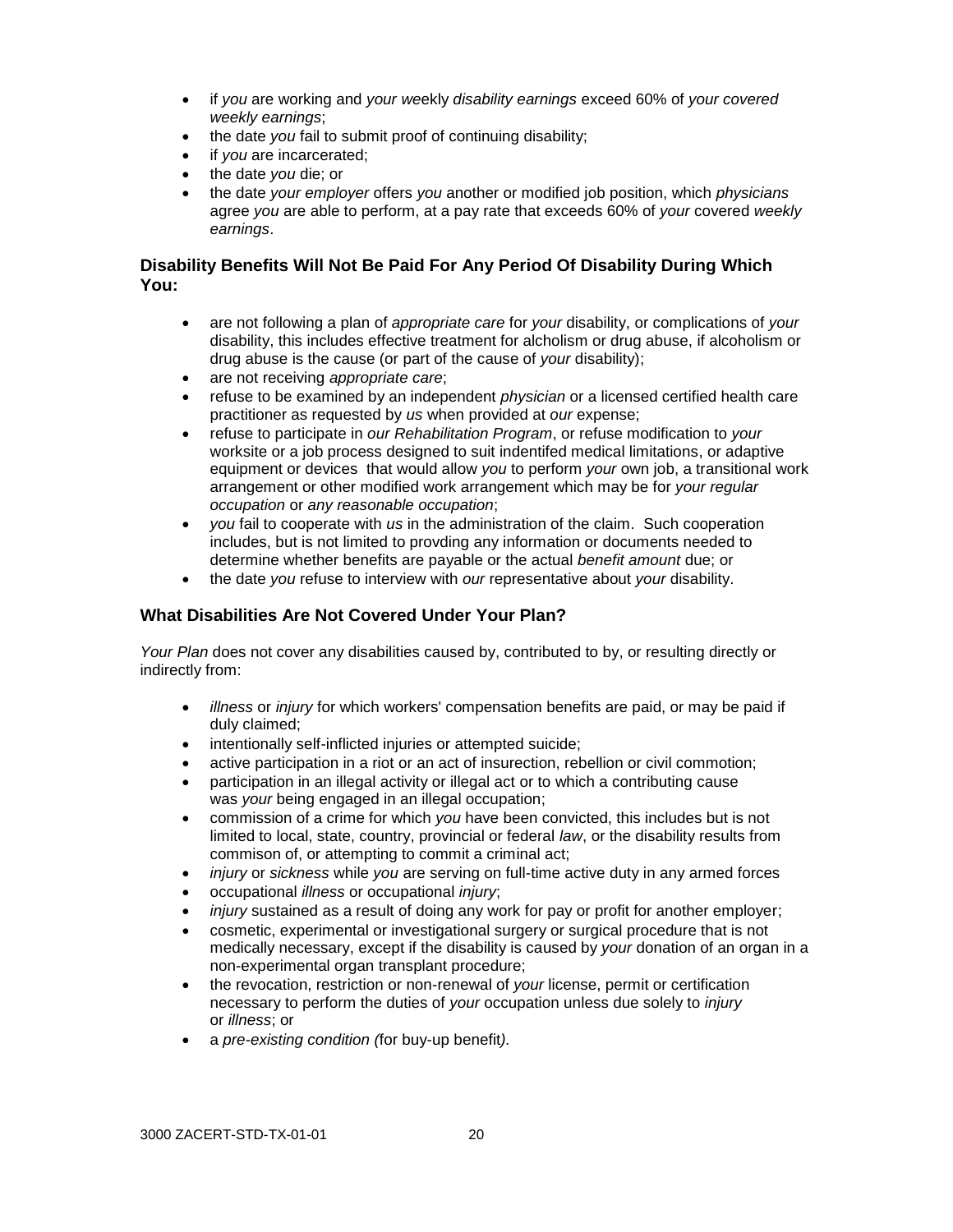- if *you* are working and *your we*ekly *disability earnings* exceed 60% of *your covered weekly earnings*;
- the date *you* fail to submit proof of continuing disability;
- if *you* are incarcerated;
- the date *you* die; or
- the date *your employer* offers *you* another or modified job position, which *physicians* agree *you* are able to perform, at a pay rate that exceeds 60% of *your* covered *weekly earnings*.

### Disability Benefits Will Not Be Paid For Any Period Of Disability During Which You:

- are not following a plan of *appropriate care* for *your* disability, or complications of *your* disability, this includes effective treatment for alcholism or drug abuse, if alcoholism or drug abuse is the cause (or part of the cause of *your* disability);
- are not receiving *appropriate care*;
- refuse to be examined by an independent *physician* or a licensed certified health care practitioner as requested by *us* when provided at *our* expense;
- refuse to participate in *our Rehabilitation Program*, or refuse modification to *your* worksite or a job process designed to suit indentifed medical limitations, or adaptive equipment or devices that would allow *you* to perform *your* own job, a transitional work arrangement or other modified work arrangement which may be for *your regular occupation* or *any reasonable occupation*;
- *you* fail to cooperate with *us* in the administration of the claim. Such cooperation includes, but is not limited to provding any information or documents needed to determine whether benefits are payable or the actual *benefit amount* due; or
- the date *you* refuse to interview with *our* representative about *your* disability.

### What Disabilities Are Not Covered Under Your Plan?

*Your Plan* does not cover any disabilities caused by, contributed to by, or resulting directly or indirectly from:

- *illness* or *injury* for which workers' compensation benefits are paid, or may be paid if duly claimed;
- intentionally self-inflicted injuries or attempted suicide;
- active participation in a riot or an act of insurection, rebellion or civil commotion;
- participation in an illegal activity or illegal act or to which a contributing cause was *your* being engaged in an illegal occupation;
- commission of a crime for which *you* have been convicted, this includes but is not limited to local, state, country, provincial or federal *law*, or the disability results from commison of, or attempting to commit a criminal act;
- *injury* or *sickness* while *you* are serving on full-time active duty in any armed forces
- occupational *illness* or occupational *injury*;
- *injury* sustained as a result of doing any work for pay or profit for another employer;
- cosmetic, experimental or investigational surgery or surgical procedure that is not medically necessary, except if the disability is caused by *your* donation of an organ in a non-experimental organ transplant procedure;
- the revocation, restriction or non-renewal of *your* license, permit or certification necessary to perform the duties of *your* occupation unless due solely to *injury* or *illness*; or
- a *pre-existing condition (*for buy-up benefit*).*

3000 ZACERT-STD-TX-01-01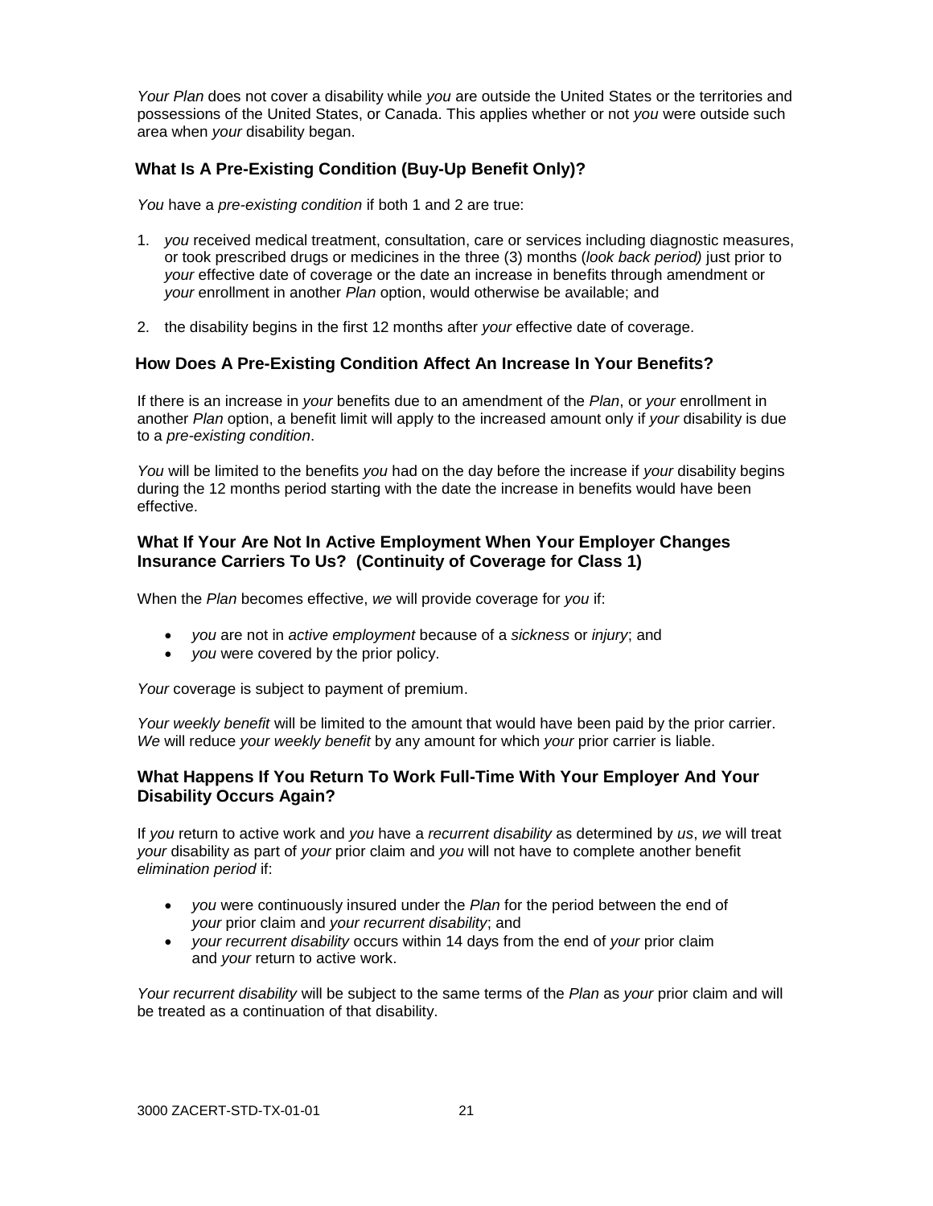*Your Plan* does not cover a disability while *you* are outside the United States or the territories and possessions of the United States, or Canada. This applies whether or not *you* were outside such area when *your* disability began.

### What Is A Pre-Existing Condition (Buy-Up Benefit Only)?

*You* have a *pre-existing condition* if both 1 and 2 are true:

1. *you* received medical treatment, consultation, care or services including diagnostic measures, or took prescribed drugs or medicines in the three (3) months (*look back period)* just prior to *your* effective date of coverage or the date an increase in benefits through amendment or *your* enrollment in another *Plan* option, would otherwise be available; and
2. the disability begins in the first 12 months after *your* effective date of coverage.

### How Does A Pre-Existing Condition Affect An Increase In Your Benefits?

If there is an increase in *your* benefits due to an amendment of the *Plan*, or *your* enrollment in another *Plan* option, a benefit limit will apply to the increased amount only if *your* disability is due to a *pre-existing condition*.

*You* will be limited to the benefits *you* had on the day before the increase if *your* disability begins during the 12 months period starting with the date the increase in benefits would have been effective.

### What If Your Are Not In Active Employment When Your Employer Changes Insurance Carriers To Us? (Continuity of Coverage for Class 1)

When the *Plan* becomes effective, *we* will provide coverage for *you* if:

- *you* are not in *active employment* because of a *sickness* or *injury*; and
- *you* were covered by the prior policy.

*Your* coverage is subject to payment of premium.

*Your weekly benefit* will be limited to the amount that would have been paid by the prior carrier. *We* will reduce *your weekly benefit* by any amount for which *your* prior carrier is liable.

### What Happens If You Return To Work Full-Time With Your Employer And Your Disability Occurs Again?

If *you* return to active work and *you* have a *recurrent disability* as determined by *us*, *we* will treat *your* disability as part of *your* prior claim and *you* will not have to complete another benefit *elimination period* if:

- *you* were continuously insured under the *Plan* for the period between the end of *your* prior claim and *your recurrent disability*; and
- *your recurrent disability* occurs within 14 days from the end of *your* prior claim and *your* return to active work.

*Your recurrent disability* will be subject to the same terms of the *Plan* as *your* prior claim and will be treated as a continuation of that disability.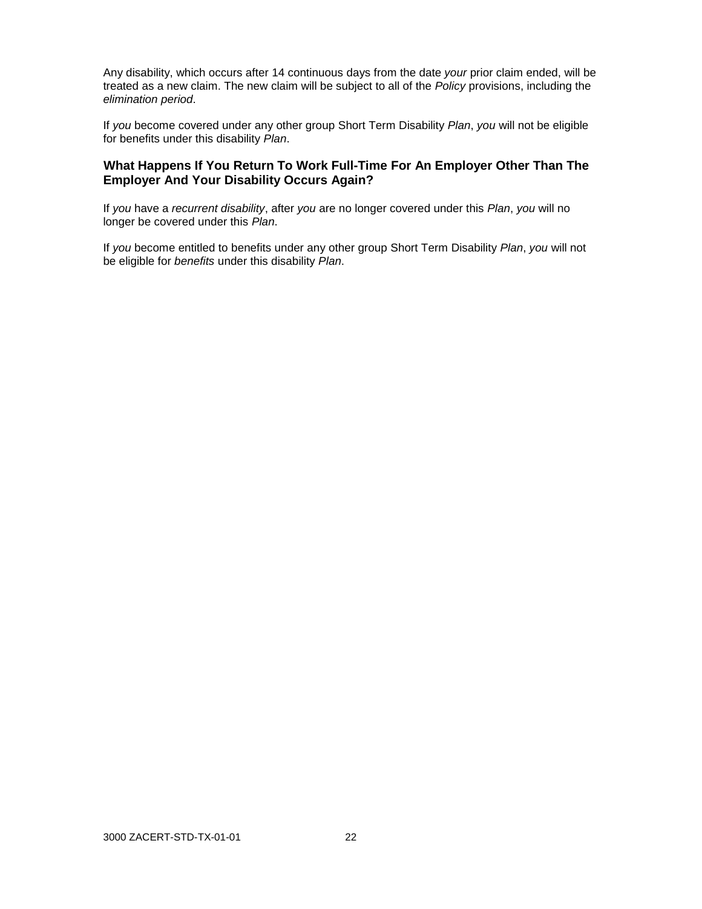Any disability, which occurs after 14 continuous days from the date *your* prior claim ended, will be treated as a new claim. The new claim will be subject to all of the *Policy* provisions, including the *elimination period*.

If *you* become covered under any other group Short Term Disability *Plan*, *you* will not be eligible for benefits under this disability *Plan*.

### What Happens If You Return To Work Full-Time For An Employer Other Than The Employer And Your Disability Occurs Again?

If *you* have a *recurrent disability*, after *you* are no longer covered under this *Plan*, *you* will no longer be covered under this *Plan*.

If *you* become entitled to benefits under any other group Short Term Disability *Plan*, *you* will not be eligible for *benefits* under this disability *Plan*.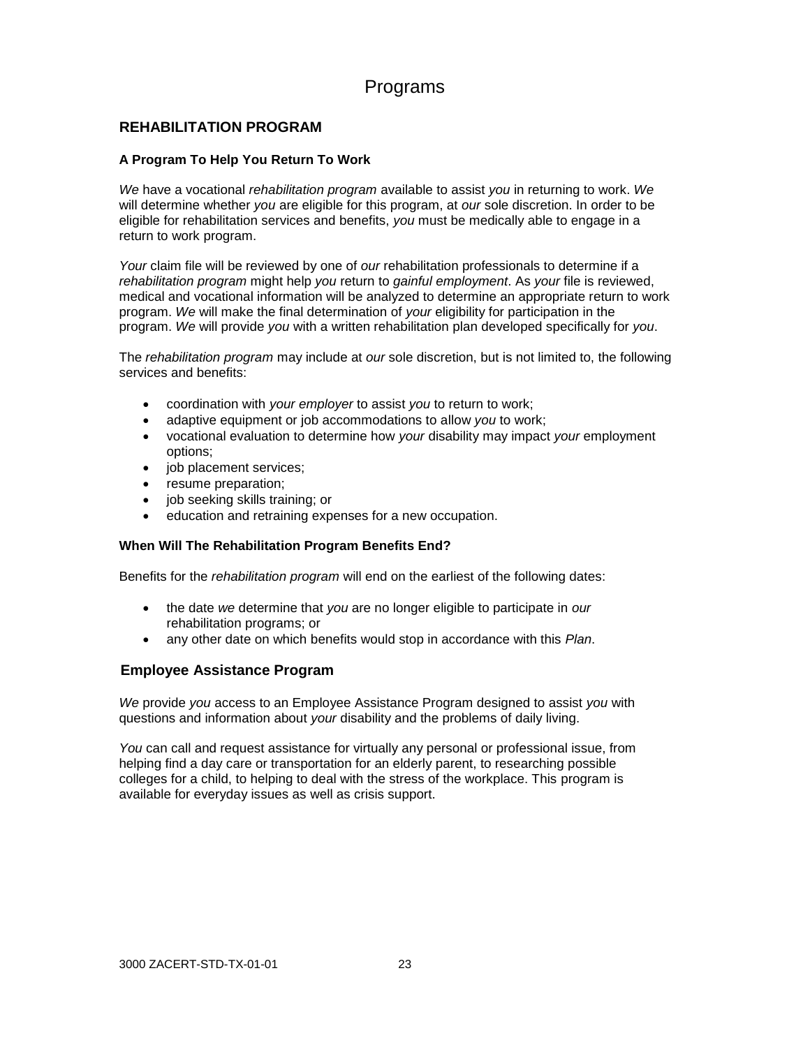# Programs

## REHABILITATION PROGRAM

### A Program To Help You Return To Work

*We* have a vocational *rehabilitation program* available to assist *you* in returning to work. *We* will determine whether *you* are eligible for this program, at *our* sole discretion. In order to be eligible for rehabilitation services and benefits, *you* must be medically able to engage in a return to work program.

*Your* claim file will be reviewed by one of *our* rehabilitation professionals to determine if a *rehabilitation program* might help *you* return to *gainful employment*. As *your* file is reviewed, medical and vocational information will be analyzed to determine an appropriate return to work program. *We* will make the final determination of *your* eligibility for participation in the program. *We* will provide *you* with a written rehabilitation plan developed specifically for *you*.

The *rehabilitation program* may include at *our* sole discretion, but is not limited to, the following services and benefits:

- coordination with *your employer* to assist *you* to return to work;
- adaptive equipment or job accommodations to allow *you* to work;
- vocational evaluation to determine how *your* disability may impact *your* employment options;
- job placement services;
- resume preparation;
- job seeking skills training; or
- education and retraining expenses for a new occupation.

### When Will The Rehabilitation Program Benefits End?

Benefits for the *rehabilitation program* will end on the earliest of the following dates:

- the date *we* determine that *you* are no longer eligible to participate in *our* rehabilitation programs; or
- any other date on which benefits would stop in accordance with this *Plan*.

## Employee Assistance Program

*We* provide *you* access to an Employee Assistance Program designed to assist *you* with questions and information about *your* disability and the problems of daily living.

*You* can call and request assistance for virtually any personal or professional issue, from helping find a day care or transportation for an elderly parent, to researching possible colleges for a child, to helping to deal with the stress of the workplace. This program is available for everyday issues as well as crisis support.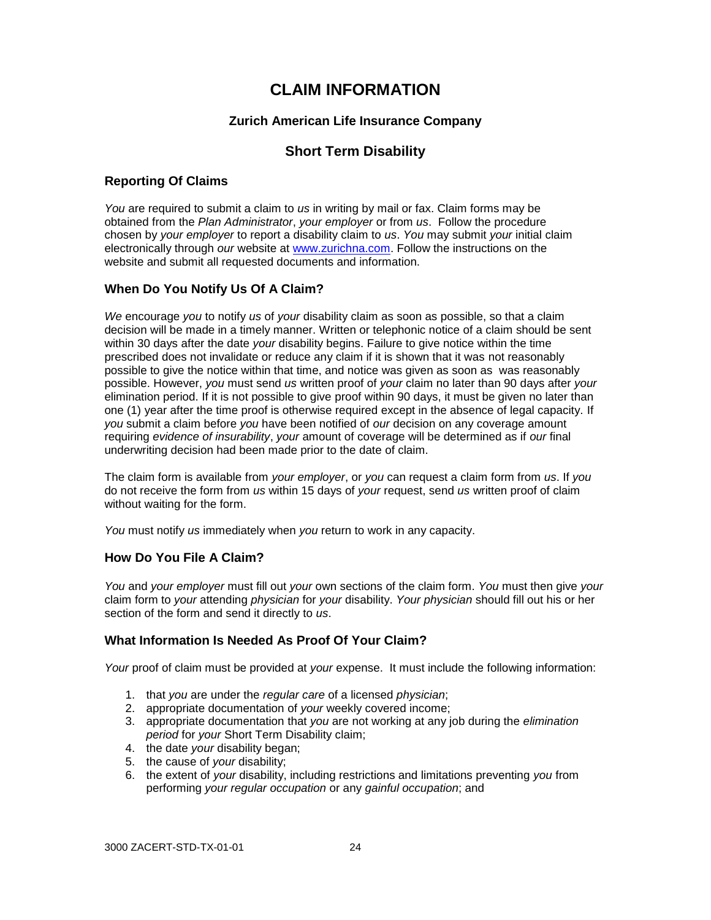// CLAIM INFORMATION

## Zurich American Life Insurance Company

## Short Term Disability

### Reporting Of Claims

*You* are required to submit a claim to *us* in writing by mail or fax. Claim forms may be obtained from the *Plan Administrator*, *your employer* or from *us*. Follow the procedure chosen by *your employer* to report a disability claim to *us*. *You* may submit *your* initial claim electronically through *our* website at www.zurichna.com. Follow the instructions on the website and submit all requested documents and information.

### When Do You Notify Us Of A Claim?

*We* encourage *you* to notify *us* of *your* disability claim as soon as possible, so that a claim decision will be made in a timely manner. Written or telephonic notice of a claim should be sent within 30 days after the date *your* disability begins. Failure to give notice within the time prescribed does not invalidate or reduce any claim if it is shown that it was not reasonably possible to give the notice within that time, and notice was given as soon as was reasonably possible. However, *you* must send *us* written proof of *your* claim no later than 90 days after *your* elimination period. If it is not possible to give proof within 90 days, it must be given no later than one (1) year after the time proof is otherwise required except in the absence of legal capacity. If *you* submit a claim before *you* have been notified of *our* decision on any coverage amount requiring *evidence of insurability*, *your* amount of coverage will be determined as if *our* final underwriting decision had been made prior to the date of claim.

The claim form is available from *your employer*, or *you* can request a claim form from *us*. If *you* do not receive the form from *us* within 15 days of *your* request, send *us* written proof of claim without waiting for the form.

*You* must notify *us* immediately when *you* return to work in any capacity.

### How Do You File A Claim?

*You* and *your employer* must fill out *your* own sections of the claim form. *You* must then give *your* claim form to *your* attending *physician* for *your* disability. *Your physician* should fill out his or her section of the form and send it directly to *us*.

### What Information Is Needed As Proof Of Your Claim?

*Your* proof of claim must be provided at *your* expense. It must include the following information:

1. that *you* are under the *regular care* of a licensed *physician*;
2. appropriate documentation of *your* weekly covered income;
3. appropriate documentation that *you* are not working at any job during the *elimination period* for *your* Short Term Disability claim;
4. the date *your* disability began;
5. the cause of *your* disability;
6. the extent of *your* disability, including restrictions and limitations preventing *you* from performing *your regular occupation* or any *gainful occupation*; and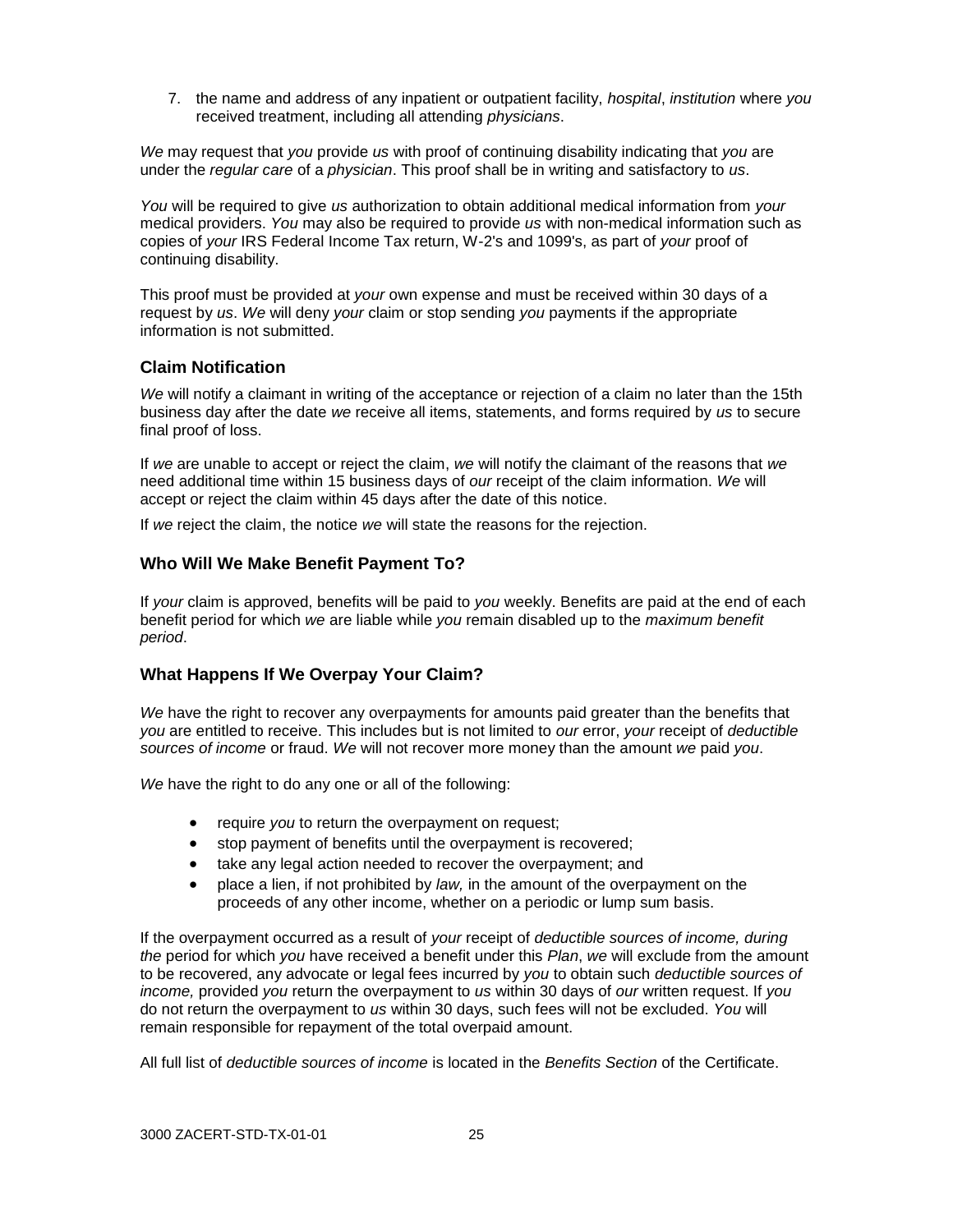7. the name and address of any inpatient or outpatient facility, *hospital*, *institution* where *you* received treatment, including all attending *physicians*.

*We* may request that *you* provide *us* with proof of continuing disability indicating that *you* are under the *regular care* of a *physician*. This proof shall be in writing and satisfactory to *us*.

*You* will be required to give *us* authorization to obtain additional medical information from *your* medical providers. *You* may also be required to provide *us* with non-medical information such as copies of *your* IRS Federal Income Tax return, W-2's and 1099's, as part of *your* proof of continuing disability.

This proof must be provided at *your* own expense and must be received within 30 days of a request by *us*. *We* will deny *your* claim or stop sending *you* payments if the appropriate information is not submitted.

### Claim Notification

*We* will notify a claimant in writing of the acceptance or rejection of a claim no later than the 15th business day after the date *we* receive all items, statements, and forms required by *us* to secure final proof of loss.

If *we* are unable to accept or reject the claim, *we* will notify the claimant of the reasons that *we* need additional time within 15 business days of *our* receipt of the claim information. *We* will accept or reject the claim within 45 days after the date of this notice.

If *we* reject the claim, the notice *we* will state the reasons for the rejection.

### Who Will We Make Benefit Payment To?

If *your* claim is approved, benefits will be paid to *you* weekly. Benefits are paid at the end of each benefit period for which *we* are liable while *you* remain disabled up to the *maximum benefit period*.

### What Happens If We Overpay Your Claim?

*We* have the right to recover any overpayments for amounts paid greater than the benefits that *you* are entitled to receive. This includes but is not limited to *our* error, *your* receipt of *deductible sources of income* or fraud. *We* will not recover more money than the amount *we* paid *you*.

*We* have the right to do any one or all of the following:

- require *you* to return the overpayment on request;
- stop payment of benefits until the overpayment is recovered;
- take any legal action needed to recover the overpayment; and
- place a lien, if not prohibited by *law,* in the amount of the overpayment on the proceeds of any other income, whether on a periodic or lump sum basis.

If the overpayment occurred as a result of *your* receipt of *deductible sources of income, during the* period for which *you* have received a benefit under this *Plan*, *we* will exclude from the amount to be recovered, any advocate or legal fees incurred by *you* to obtain such *deductible sources of income,* provided *you* return the overpayment to *us* within 30 days of *our* written request. If *you* do not return the overpayment to *us* within 30 days, such fees will not be excluded. *You* will remain responsible for repayment of the total overpaid amount.

All full list of *deductible sources of income* is located in the *Benefits Section* of the Certificate.

3000 ZACERT-STD-TX-01-01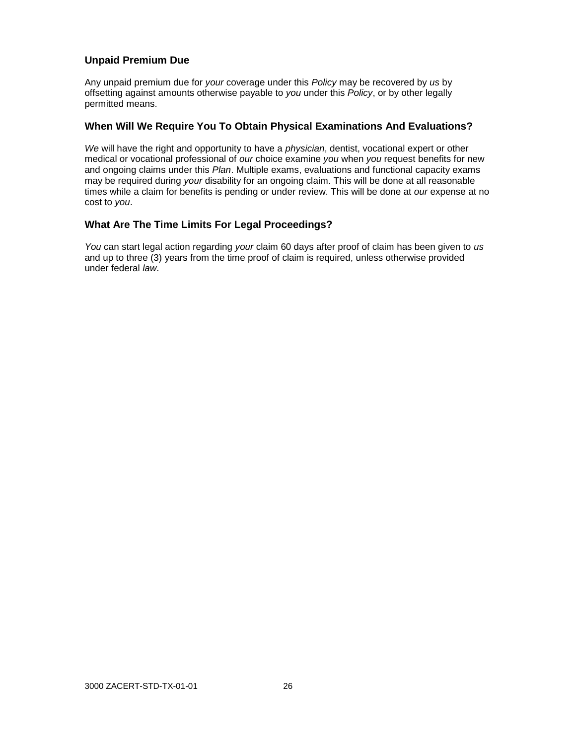### Unpaid Premium Due

Any unpaid premium due for *your* coverage under this *Policy* may be recovered by *us* by offsetting against amounts otherwise payable to *you* under this *Policy*, or by other legally permitted means.

### When Will We Require You To Obtain Physical Examinations And Evaluations?

*We* will have the right and opportunity to have a *physician*, dentist, vocational expert or other medical or vocational professional of *our* choice examine *you* when *you* request benefits for new and ongoing claims under this *Plan*. Multiple exams, evaluations and functional capacity exams may be required during *your* disability for an ongoing claim. This will be done at all reasonable times while a claim for benefits is pending or under review. This will be done at *our* expense at no cost to *you*.

### What Are The Time Limits For Legal Proceedings?

*You* can start legal action regarding *your* claim 60 days after proof of claim has been given to *us* and up to three (3) years from the time proof of claim is required, unless otherwise provided under federal *law*.

3000 ZACERT-STD-TX-01-01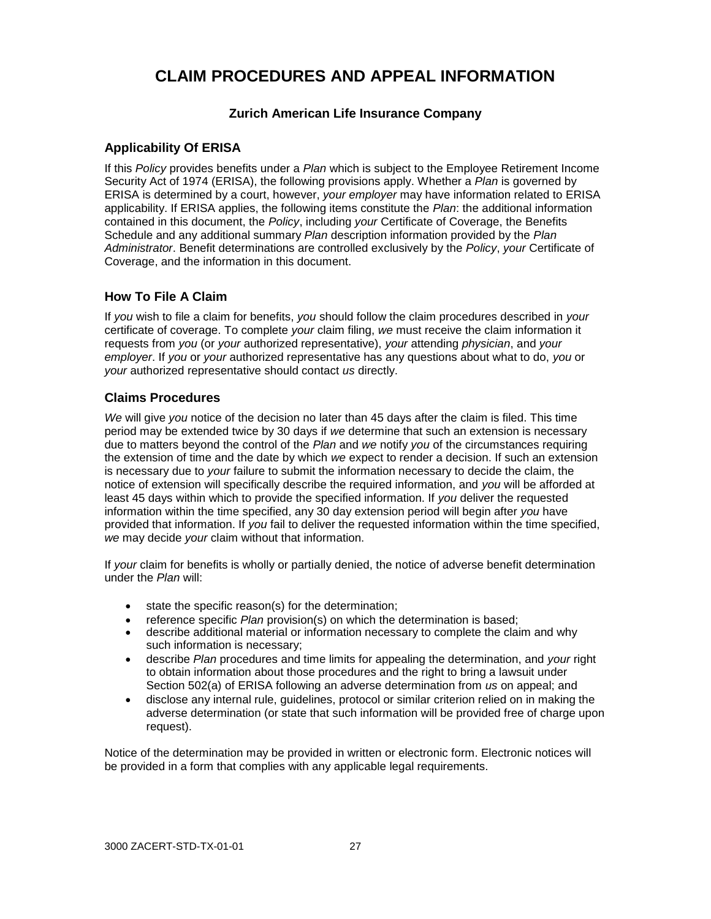# CLAIM PROCEDURES AND APPEAL INFORMATION

### Zurich American Life Insurance Company

## Applicability Of ERISA

If this *Policy* provides benefits under a *Plan* which is subject to the Employee Retirement Income Security Act of 1974 (ERISA), the following provisions apply. Whether a *Plan* is governed by ERISA is determined by a court, however, *your employer* may have information related to ERISA applicability. If ERISA applies, the following items constitute the *Plan*: the additional information contained in this document, the *Policy*, including *your* Certificate of Coverage, the Benefits Schedule and any additional summary *Plan* description information provided by the *Plan Administrator*. Benefit determinations are controlled exclusively by the *Policy*, *your* Certificate of Coverage, and the information in this document.

## How To File A Claim

If *you* wish to file a claim for benefits, *you* should follow the claim procedures described in *your* certificate of coverage. To complete *your* claim filing, *we* must receive the claim information it requests from *you* (or *your* authorized representative), *your* attending *physician*, and *your employer*. If *you* or *your* authorized representative has any questions about what to do, *you* or *your* authorized representative should contact *us* directly.

## Claims Procedures

*We* will give *you* notice of the decision no later than 45 days after the claim is filed. This time period may be extended twice by 30 days if *we* determine that such an extension is necessary due to matters beyond the control of the *Plan* and *we* notify *you* of the circumstances requiring the extension of time and the date by which *we* expect to render a decision. If such an extension is necessary due to *your* failure to submit the information necessary to decide the claim, the notice of extension will specifically describe the required information, and *you* will be afforded at least 45 days within which to provide the specified information. If *you* deliver the requested information within the time specified, any 30 day extension period will begin after *you* have provided that information. If *you* fail to deliver the requested information within the time specified, *we* may decide *your* claim without that information.

If *your* claim for benefits is wholly or partially denied, the notice of adverse benefit determination under the *Plan* will:

- state the specific reason(s) for the determination;
- reference specific *Plan* provision(s) on which the determination is based;
- describe additional material or information necessary to complete the claim and why such information is necessary;
- describe *Plan* procedures and time limits for appealing the determination, and *your* right to obtain information about those procedures and the right to bring a lawsuit under Section 502(a) of ERISA following an adverse determination from *us* on appeal; and
- disclose any internal rule, guidelines, protocol or similar criterion relied on in making the adverse determination (or state that such information will be provided free of charge upon request).

Notice of the determination may be provided in written or electronic form. Electronic notices will be provided in a form that complies with any applicable legal requirements.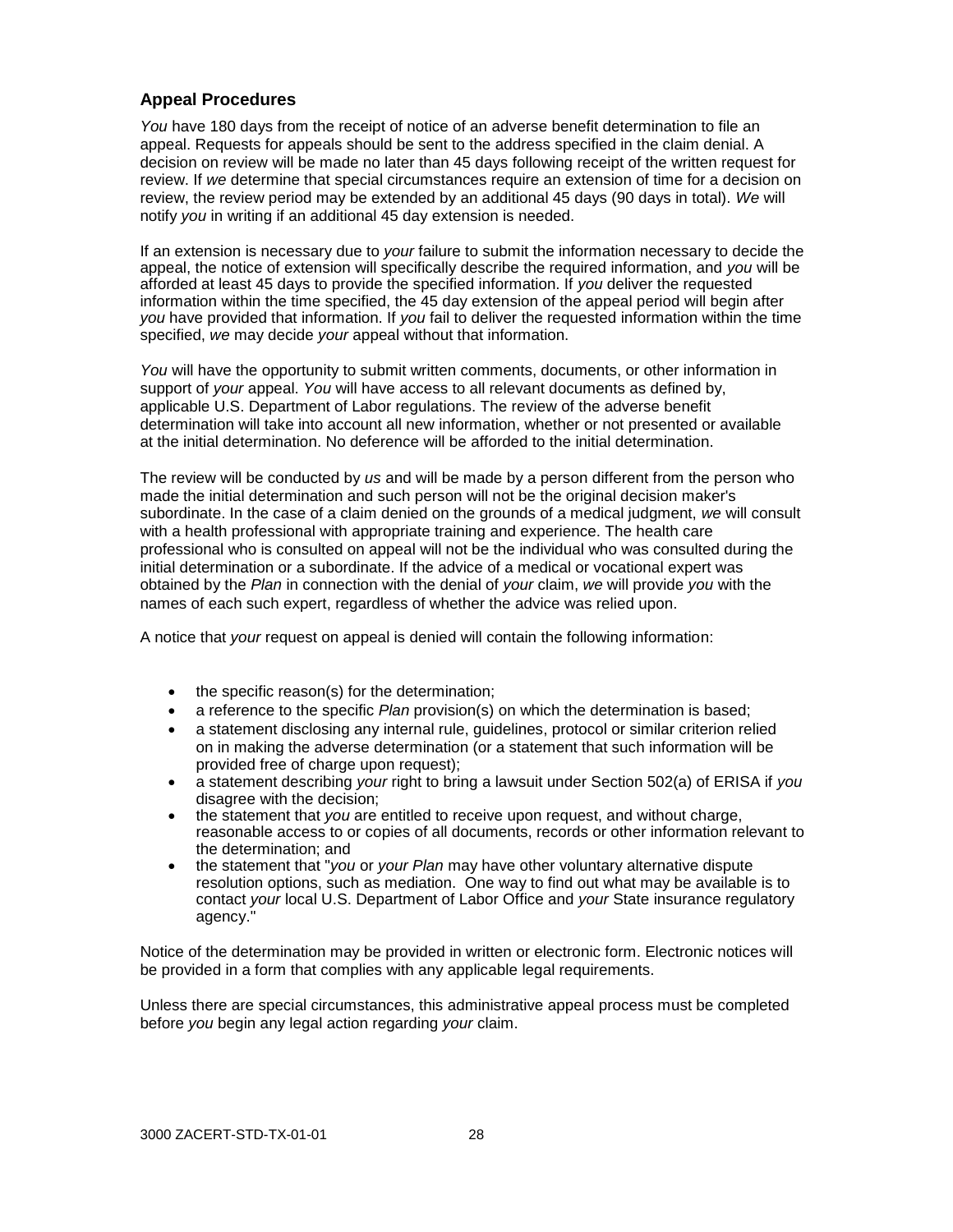### Appeal Procedures

*You* have 180 days from the receipt of notice of an adverse benefit determination to file an appeal. Requests for appeals should be sent to the address specified in the claim denial. A decision on review will be made no later than 45 days following receipt of the written request for review. If *we* determine that special circumstances require an extension of time for a decision on review, the review period may be extended by an additional 45 days (90 days in total). *We* will notify *you* in writing if an additional 45 day extension is needed.

If an extension is necessary due to *your* failure to submit the information necessary to decide the appeal, the notice of extension will specifically describe the required information, and *you* will be afforded at least 45 days to provide the specified information. If *you* deliver the requested information within the time specified, the 45 day extension of the appeal period will begin after *you* have provided that information. If *you* fail to deliver the requested information within the time specified, *we* may decide *your* appeal without that information.

*You* will have the opportunity to submit written comments, documents, or other information in support of *your* appeal. *You* will have access to all relevant documents as defined by, applicable U.S. Department of Labor regulations. The review of the adverse benefit determination will take into account all new information, whether or not presented or available at the initial determination. No deference will be afforded to the initial determination.

The review will be conducted by *us* and will be made by a person different from the person who made the initial determination and such person will not be the original decision maker's subordinate. In the case of a claim denied on the grounds of a medical judgment, *we* will consult with a health professional with appropriate training and experience. The health care professional who is consulted on appeal will not be the individual who was consulted during the initial determination or a subordinate. If the advice of a medical or vocational expert was obtained by the *Plan* in connection with the denial of *your* claim, *we* will provide *you* with the names of each such expert, regardless of whether the advice was relied upon.

A notice that *your* request on appeal is denied will contain the following information:

- the specific reason(s) for the determination;
- a reference to the specific *Plan* provision(s) on which the determination is based;
- a statement disclosing any internal rule, guidelines, protocol or similar criterion relied on in making the adverse determination (or a statement that such information will be provided free of charge upon request);
- a statement describing *your* right to bring a lawsuit under Section 502(a) of ERISA if *you* disagree with the decision;
- the statement that *you* are entitled to receive upon request, and without charge, reasonable access to or copies of all documents, records or other information relevant to the determination; and
- the statement that "*you* or *your Plan* may have other voluntary alternative dispute resolution options, such as mediation. One way to find out what may be available is to contact *your* local U.S. Department of Labor Office and *your* State insurance regulatory agency."

Notice of the determination may be provided in written or electronic form. Electronic notices will be provided in a form that complies with any applicable legal requirements.

Unless there are special circumstances, this administrative appeal process must be completed before *you* begin any legal action regarding *your* claim.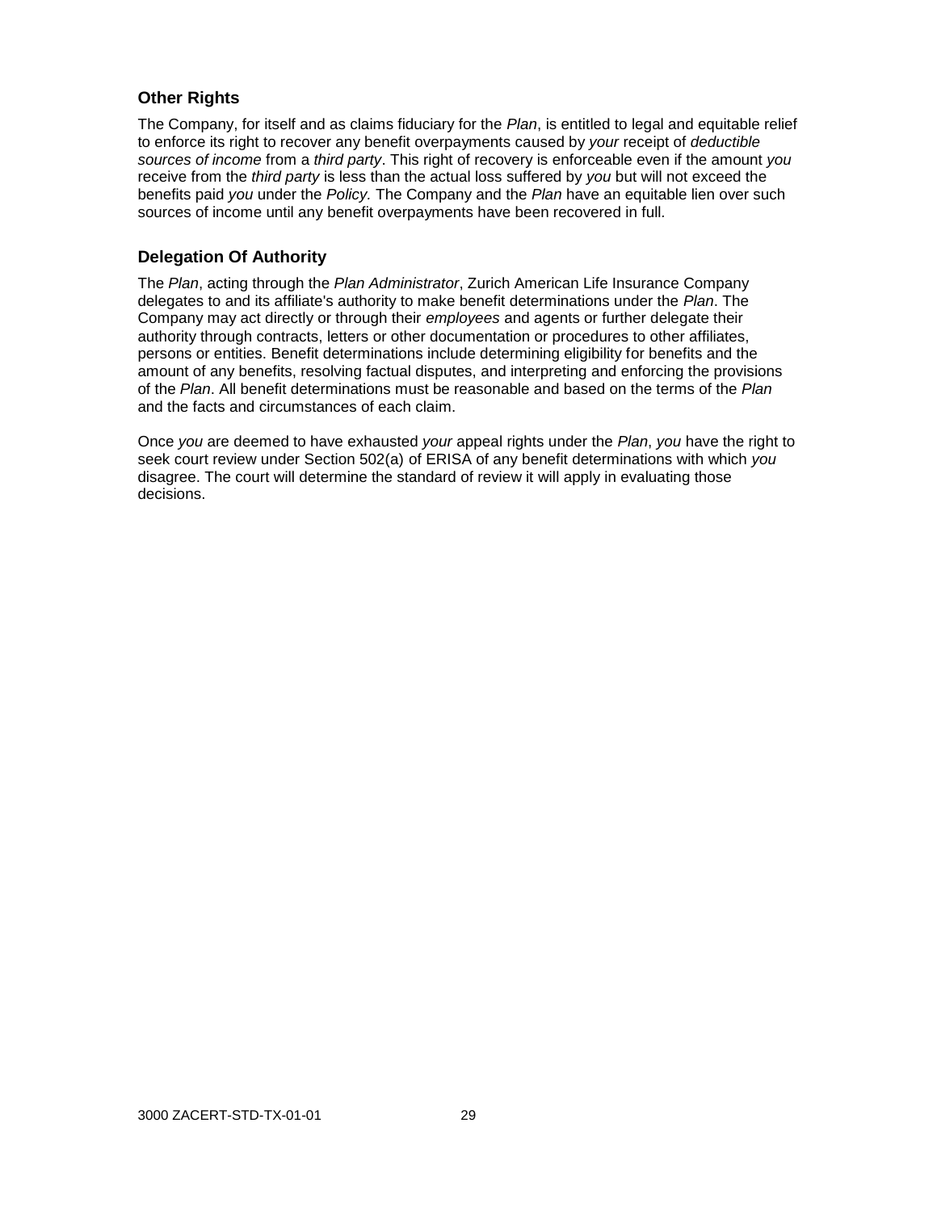### Other Rights

The Company, for itself and as claims fiduciary for the *Plan*, is entitled to legal and equitable relief to enforce its right to recover any benefit overpayments caused by *your* receipt of *deductible sources of income* from a *third party*. This right of recovery is enforceable even if the amount *you* receive from the *third party* is less than the actual loss suffered by *you* but will not exceed the benefits paid *you* under the *Policy.* The Company and the *Plan* have an equitable lien over such sources of income until any benefit overpayments have been recovered in full.

### Delegation Of Authority

The *Plan*, acting through the *Plan Administrator*, Zurich American Life Insurance Company delegates to and its affiliate's authority to make benefit determinations under the *Plan*. The Company may act directly or through their *employees* and agents or further delegate their authority through contracts, letters or other documentation or procedures to other affiliates, persons or entities. Benefit determinations include determining eligibility for benefits and the amount of any benefits, resolving factual disputes, and interpreting and enforcing the provisions of the *Plan*. All benefit determinations must be reasonable and based on the terms of the *Plan* and the facts and circumstances of each claim.

Once *you* are deemed to have exhausted *your* appeal rights under the *Plan*, *you* have the right to seek court review under Section 502(a) of ERISA of any benefit determinations with which *you* disagree. The court will determine the standard of review it will apply in evaluating those decisions.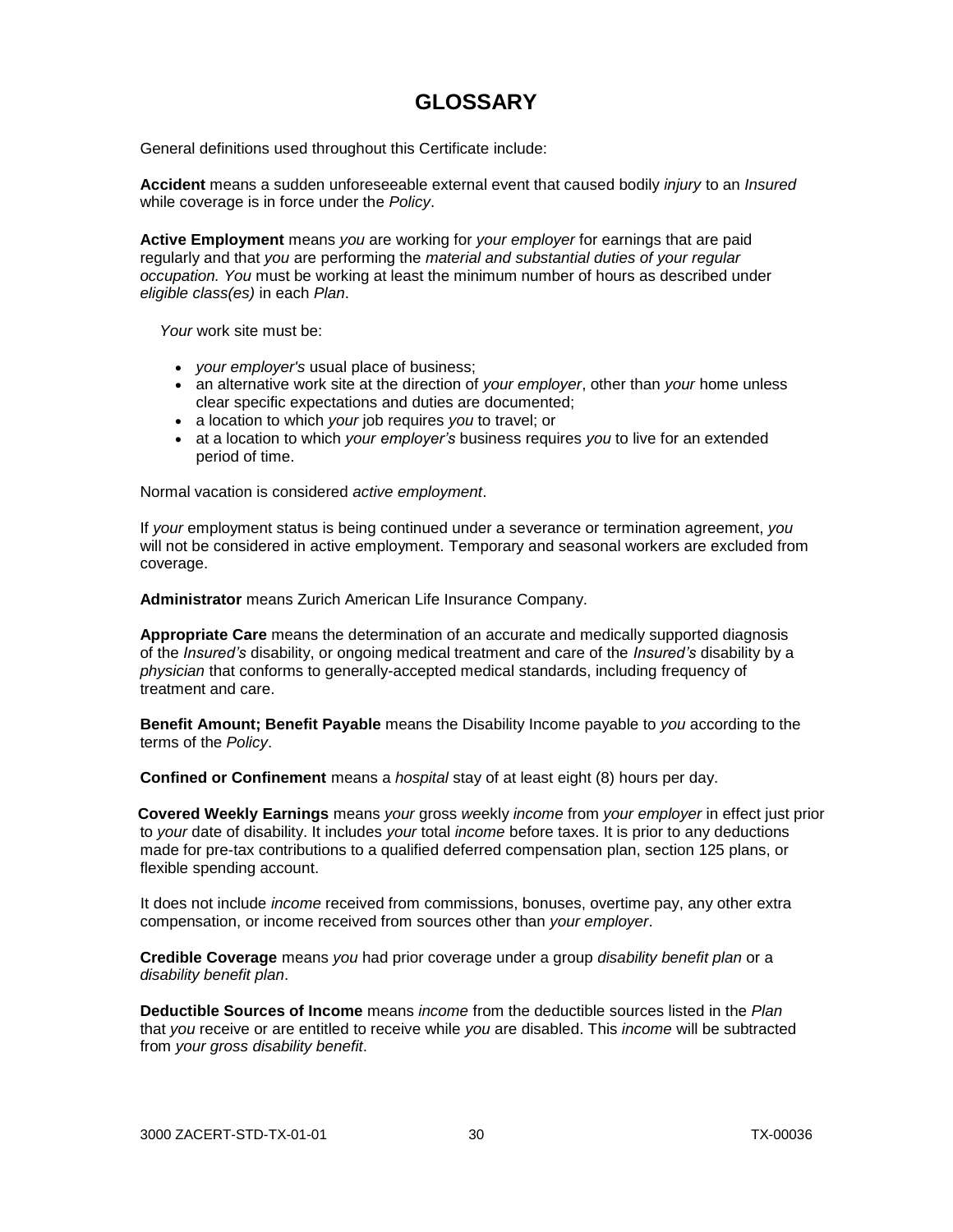# GLOSSARY

General definitions used throughout this Certificate include:

**Accident** means a sudden unforeseeable external event that caused bodily *injury* to an *Insured* while coverage is in force under the *Policy*.

**Active Employment** means *you* are working for *your employer* for earnings that are paid regularly and that *you* are performing the *material and substantial duties of your regular occupation. You* must be working at least the minimum number of hours as described under *eligible class(es)* in each *Plan*.

*Your* work site must be:

- *your employer's* usual place of business;
- an alternative work site at the direction of *your employer*, other than *your* home unless clear specific expectations and duties are documented;
- a location to which *your* job requires *you* to travel; or
- at a location to which *your employer's* business requires *you* to live for an extended period of time.

Normal vacation is considered *active employment*.

If *your* employment status is being continued under a severance or termination agreement, *you* will not be considered in active employment. Temporary and seasonal workers are excluded from coverage.

**Administrator** means Zurich American Life Insurance Company.

**Appropriate Care** means the determination of an accurate and medically supported diagnosis of the *Insured's* disability, or ongoing medical treatment and care of the *Insured's* disability by a *physician* that conforms to generally-accepted medical standards, including frequency of treatment and care.

**Benefit Amount; Benefit Payable** means the Disability Income payable to *you* according to the terms of the *Policy*.

**Confined or Confinement** means a *hospital* stay of at least eight (8) hours per day.

**Covered Weekly Earnings** means *your* gross *we*ekly *income* from *your employer* in effect just prior to *your* date of disability. It includes *your* total *income* before taxes. It is prior to any deductions made for pre-tax contributions to a qualified deferred compensation plan, section 125 plans, or flexible spending account.

It does not include *income* received from commissions, bonuses, overtime pay, any other extra compensation, or income received from sources other than *your employer*.

**Credible Coverage** means *you* had prior coverage under a group *disability benefit plan* or a *disability benefit plan*.

**Deductible Sources of Income** means *income* from the deductible sources listed in the *Plan* that *you* receive or are entitled to receive while *you* are disabled. This *income* will be subtracted from *your gross disability benefit*.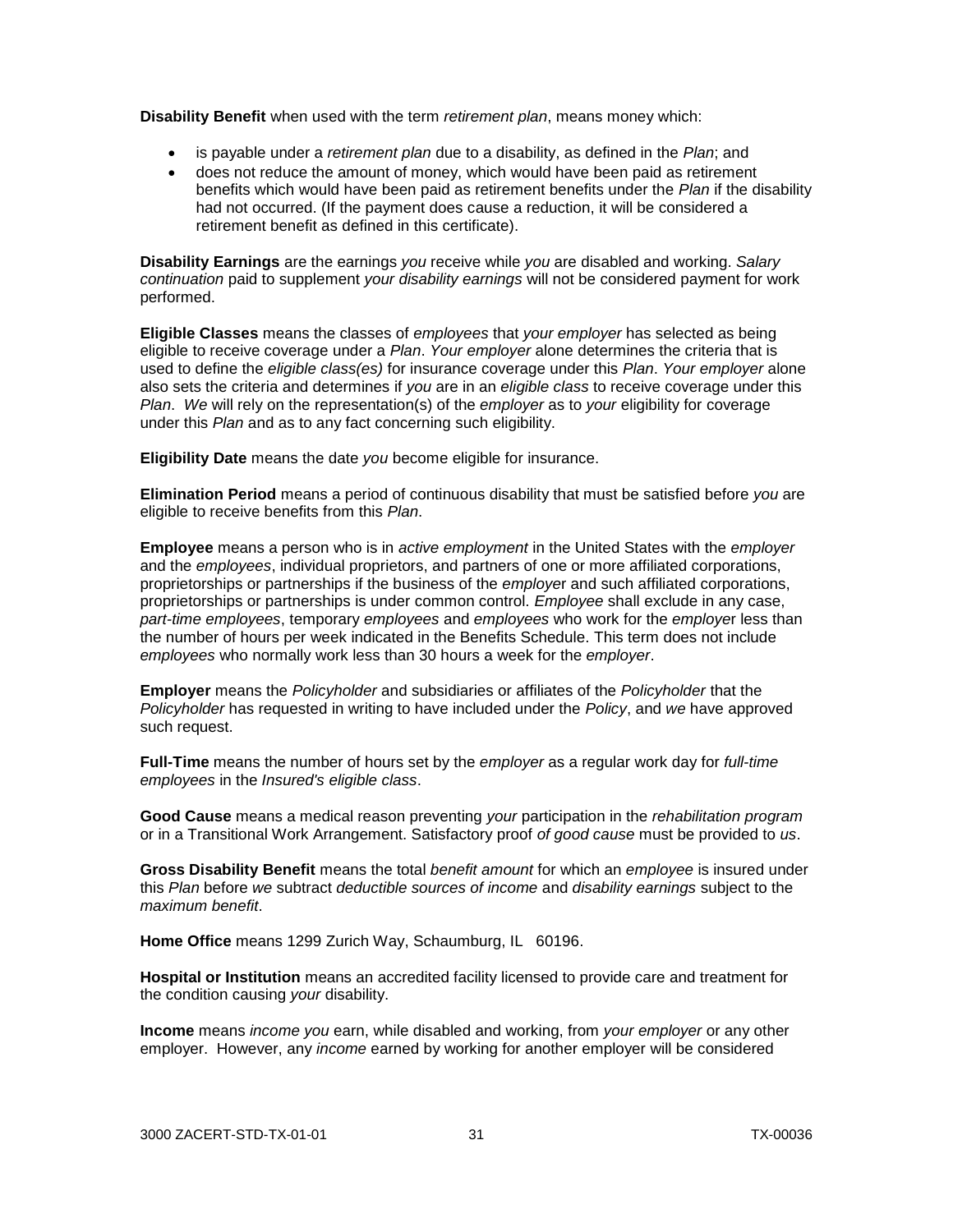**Disability Benefit** when used with the term *retirement plan*, means money which:

- is payable under a *retirement plan* due to a disability, as defined in the *Plan*; and
- does not reduce the amount of money, which would have been paid as retirement benefits which would have been paid as retirement benefits under the *Plan* if the disability had not occurred. (If the payment does cause a reduction, it will be considered a retirement benefit as defined in this certificate).

**Disability Earnings** are the earnings *you* receive while *you* are disabled and working. *Salary continuation* paid to supplement *your disability earnings* will not be considered payment for work performed.

**Eligible Classes** means the classes of *employees* that *your employer* has selected as being eligible to receive coverage under a *Plan*. *Your employer* alone determines the criteria that is used to define the *eligible class(es)* for insurance coverage under this *Plan*. *Your employer* alone also sets the criteria and determines if *you* are in an *eligible class* to receive coverage under this *Plan*. *We* will rely on the representation(s) of the *employer* as to *your* eligibility for coverage under this *Plan* and as to any fact concerning such eligibility.

**Eligibility Date** means the date *you* become eligible for insurance.

**Elimination Period** means a period of continuous disability that must be satisfied before *you* are eligible to receive benefits from this *Plan*.

**Employee** means a person who is in *active employment* in the United States with the *employer* and the *employees*, individual proprietors, and partners of one or more affiliated corporations, proprietorships or partnerships if the business of the *employer* and such affiliated corporations, proprietorships or partnerships is under common control. *Employee* shall exclude in any case, *part-time employees*, temporary *employees* and *employees* who work for the *employer* less than the number of hours per week indicated in the Benefits Schedule. This term does not include *employees* who normally work less than 30 hours a week for the *employer*.

**Employer** means the *Policyholder* and subsidiaries or affiliates of the *Policyholder* that the *Policyholder* has requested in writing to have included under the *Policy*, and *we* have approved such request.

**Full-Time** means the number of hours set by the *employer* as a regular work day for *full-time employees* in the *Insured's eligible class*.

**Good Cause** means a medical reason preventing *your* participation in the *rehabilitation program* or in a Transitional Work Arrangement. Satisfactory proof *of good cause* must be provided to *us*.

**Gross Disability Benefit** means the total *benefit amount* for which an *employee* is insured under this *Plan* before *we* subtract *deductible sources of income* and *disability earnings* subject to the *maximum benefit*.

**Home Office** means 1299 Zurich Way, Schaumburg, IL 60196.

**Hospital or Institution** means an accredited facility licensed to provide care and treatment for the condition causing *your* disability.

**Income** means *income you* earn, while disabled and working, from *your employer* or any other employer. However, any *income* earned by working for another employer will be considered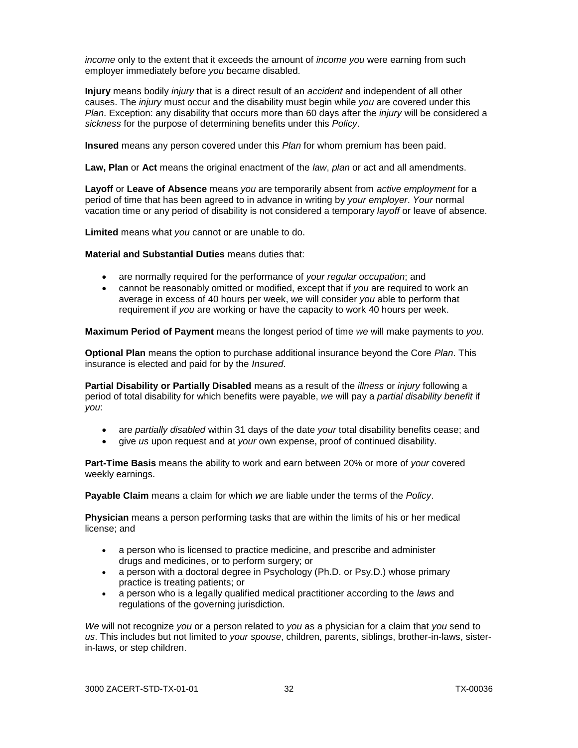*income* only to the extent that it exceeds the amount of *income you* were earning from such employer immediately before *you* became disabled.

**Injury** means bodily *injury* that is a direct result of an *accident* and independent of all other causes. The *injury* must occur and the disability must begin while *you* are covered under this *Plan*. Exception: any disability that occurs more than 60 days after the *injury* will be considered a *sickness* for the purpose of determining benefits under this *Policy*.

**Insured** means any person covered under this *Plan* for whom premium has been paid.

**Law, Plan** or **Act** means the original enactment of the *law*, *plan* or act and all amendments.

**Layoff** or **Leave of Absence** means *you* are temporarily absent from *active employment* for a period of time that has been agreed to in advance in writing by *your employer*. *Your* normal vacation time or any period of disability is not considered a temporary *layoff* or leave of absence.

**Limited** means what *you* cannot or are unable to do.

**Material and Substantial Duties** means duties that:

- are normally required for the performance of *your regular occupation*; and
- cannot be reasonably omitted or modified, except that if *you* are required to work an average in excess of 40 hours per week, *we* will consider *you* able to perform that requirement if *you* are working or have the capacity to work 40 hours per week.

**Maximum Period of Payment** means the longest period of time *we* will make payments to *you.*

**Optional Plan** means the option to purchase additional insurance beyond the Core *Plan*. This insurance is elected and paid for by the *Insured*.

**Partial Disability or Partially Disabled** means as a result of the *illness* or *injury* following a period of total disability for which benefits were payable, *we* will pay a *partial disability benefit* if *you*:

- are *partially disabled* within 31 days of the date *your* total disability benefits cease; and
- give *us* upon request and at *your* own expense, proof of continued disability.

**Part-Time Basis** means the ability to work and earn between 20% or more of *your* covered weekly earnings.

**Payable Claim** means a claim for which *we* are liable under the terms of the *Policy*.

**Physician** means a person performing tasks that are within the limits of his or her medical license; and

- a person who is licensed to practice medicine, and prescribe and administer drugs and medicines, or to perform surgery; or
- a person with a doctoral degree in Psychology (Ph.D. or Psy.D.) whose primary practice is treating patients; or
- a person who is a legally qualified medical practitioner according to the *laws* and regulations of the governing jurisdiction.

*We* will not recognize *you* or a person related to *you* as a physician for a claim that *you* send to *us*. This includes but not limited to *your spouse*, children, parents, siblings, brother-in-laws, sister-in-laws, or step children.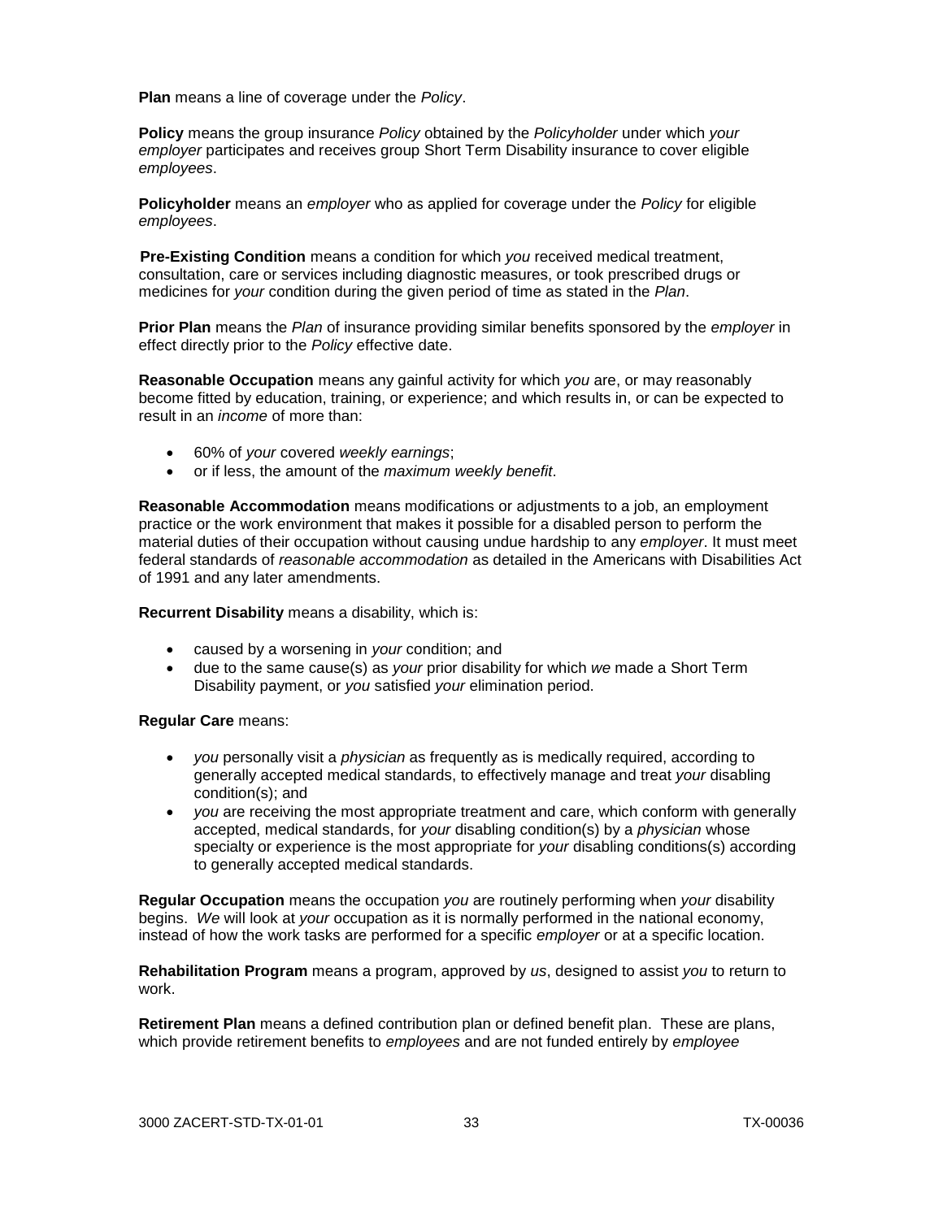**Plan** means a line of coverage under the *Policy*.

**Policy** means the group insurance *Policy* obtained by the *Policyholder* under which *your employer* participates and receives group Short Term Disability insurance to cover eligible *employees*.

**Policyholder** means an *employer* who as applied for coverage under the *Policy* for eligible *employees*.

**Pre-Existing Condition** means a condition for which *you* received medical treatment, consultation, care or services including diagnostic measures, or took prescribed drugs or medicines for *your* condition during the given period of time as stated in the *Plan*.

**Prior Plan** means the *Plan* of insurance providing similar benefits sponsored by the *employer* in effect directly prior to the *Policy* effective date.

**Reasonable Occupation** means any gainful activity for which *you* are, or may reasonably become fitted by education, training, or experience; and which results in, or can be expected to result in an *income* of more than:

- 60% of *your* covered *weekly earnings*;
- or if less, the amount of the *maximum weekly benefit*.

**Reasonable Accommodation** means modifications or adjustments to a job, an employment practice or the work environment that makes it possible for a disabled person to perform the material duties of their occupation without causing undue hardship to any *employer*. It must meet federal standards of *reasonable accommodation* as detailed in the Americans with Disabilities Act of 1991 and any later amendments.

**Recurrent Disability** means a disability, which is:

- caused by a worsening in *your* condition; and
- due to the same cause(s) as *your* prior disability for which *we* made a Short Term Disability payment, or *you* satisfied *your* elimination period.

**Regular Care** means:

- *you* personally visit a *physician* as frequently as is medically required, according to generally accepted medical standards, to effectively manage and treat *your* disabling condition(s); and
- *you* are receiving the most appropriate treatment and care, which conform with generally accepted, medical standards, for *your* disabling condition(s) by a *physician* whose specialty or experience is the most appropriate for *your* disabling conditions(s) according to generally accepted medical standards.

**Regular Occupation** means the occupation *you* are routinely performing when *your* disability begins. *We* will look at *your* occupation as it is normally performed in the national economy, instead of how the work tasks are performed for a specific *employer* or at a specific location.

**Rehabilitation Program** means a program, approved by *us*, designed to assist *you* to return to work.

**Retirement Plan** means a defined contribution plan or defined benefit plan. These are plans, which provide retirement benefits to *employees* and are not funded entirely by *employee*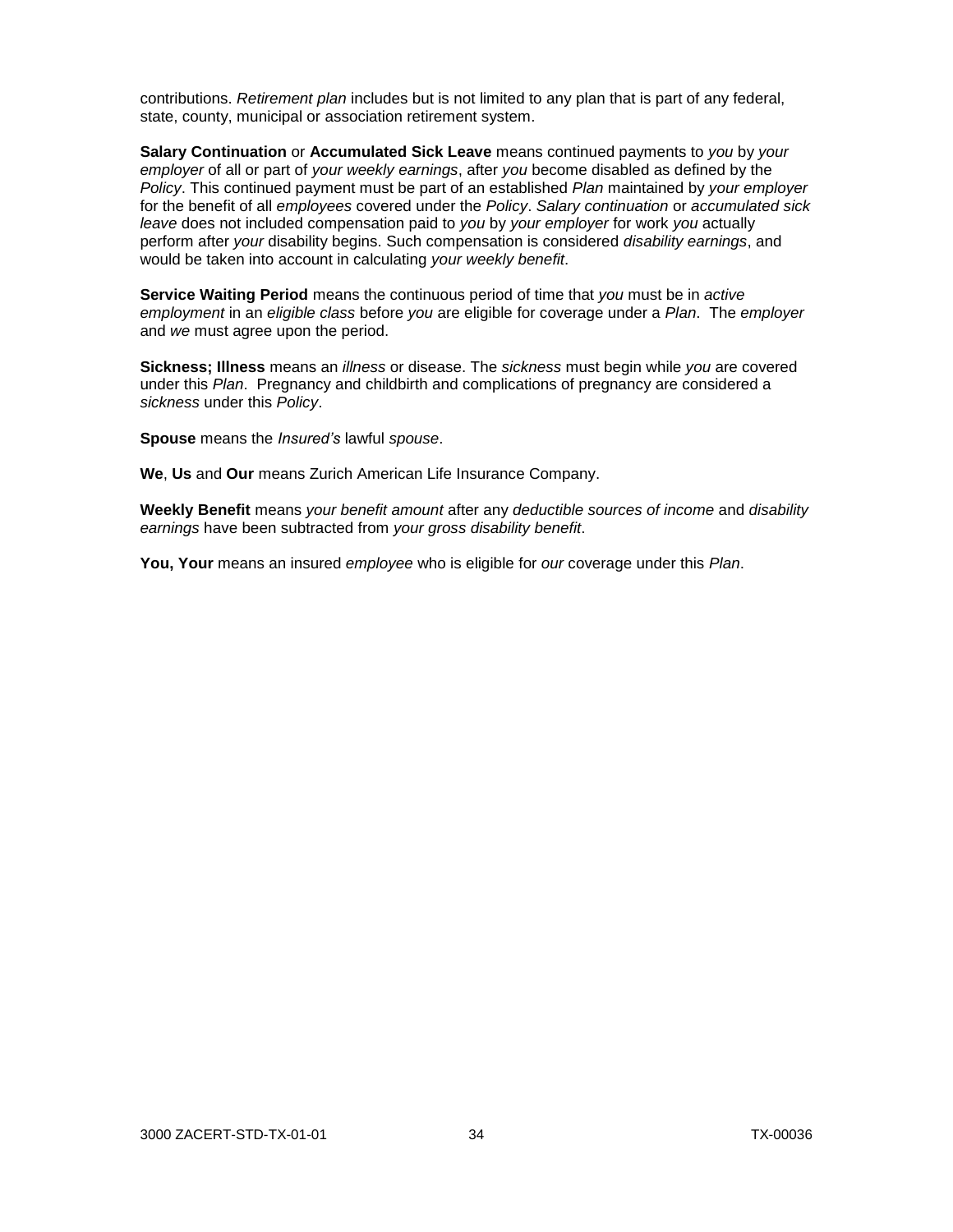contributions. *Retirement plan* includes but is not limited to any plan that is part of any federal, state, county, municipal or association retirement system.

**Salary Continuation** or **Accumulated Sick Leave** means continued payments to *you* by *your employer* of all or part of *your weekly earnings*, after *you* become disabled as defined by the *Policy*. This continued payment must be part of an established *Plan* maintained by *your employer* for the benefit of all *employees* covered under the *Policy*. *Salary continuation* or *accumulated sick leave* does not included compensation paid to *you* by *your employer* for work *you* actually perform after *your* disability begins. Such compensation is considered *disability earnings*, and would be taken into account in calculating *your weekly benefit*.

**Service Waiting Period** means the continuous period of time that *you* must be in *active employment* in an *eligible class* before *you* are eligible for coverage under a *Plan*. The *employer* and *we* must agree upon the period.

**Sickness; Illness** means an *illness* or disease. The *sickness* must begin while *you* are covered under this *Plan*. Pregnancy and childbirth and complications of pregnancy are considered a *sickness* under this *Policy*.

**Spouse** means the *Insured's* lawful *spouse*.

**We**, **Us** and **Our** means Zurich American Life Insurance Company.

**Weekly Benefit** means *your benefit amount* after any *deductible sources of income* and *disability earnings* have been subtracted from *your gross disability benefit*.

**You, Your** means an insured *employee* who is eligible for *our* coverage under this *Plan*.